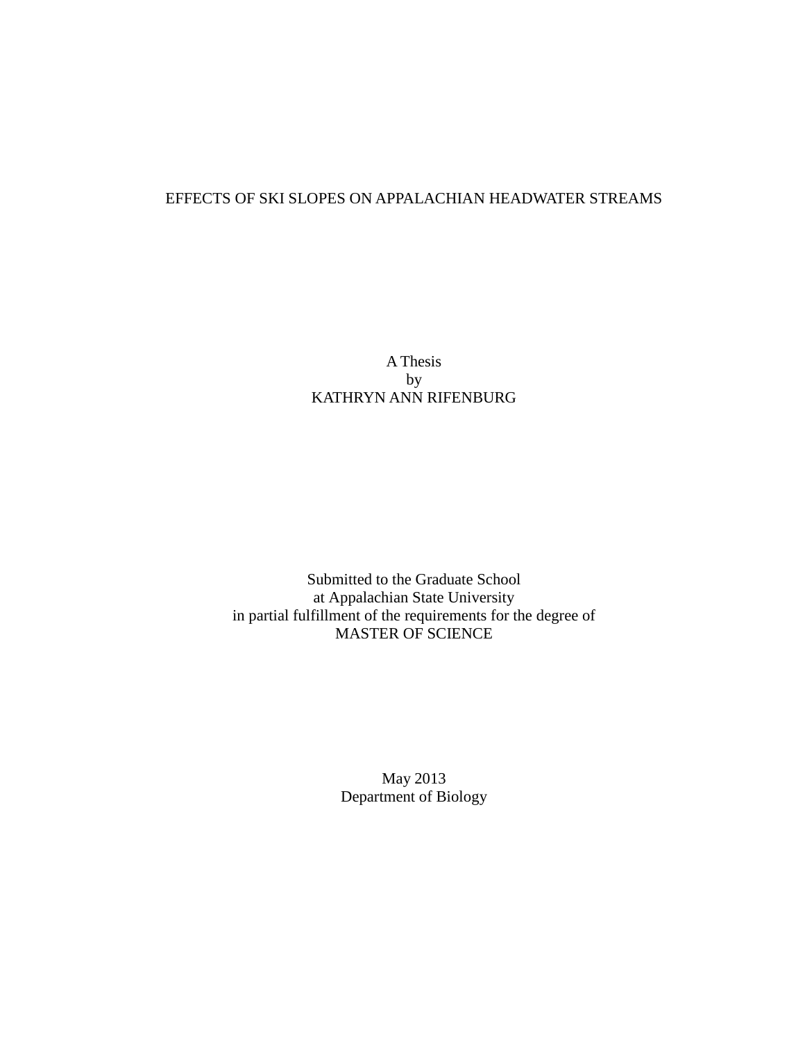# EFFECTS OF SKI SLOPES ON APPALACHIAN HEADWATER STREAMS

A Thesis
by
KATHRYN ANN RIFENBURG

Submitted to the Graduate School
at Appalachian State University
in partial fulfillment of the requirements for the degree of
MASTER OF SCIENCE

May 2013
Department of Biology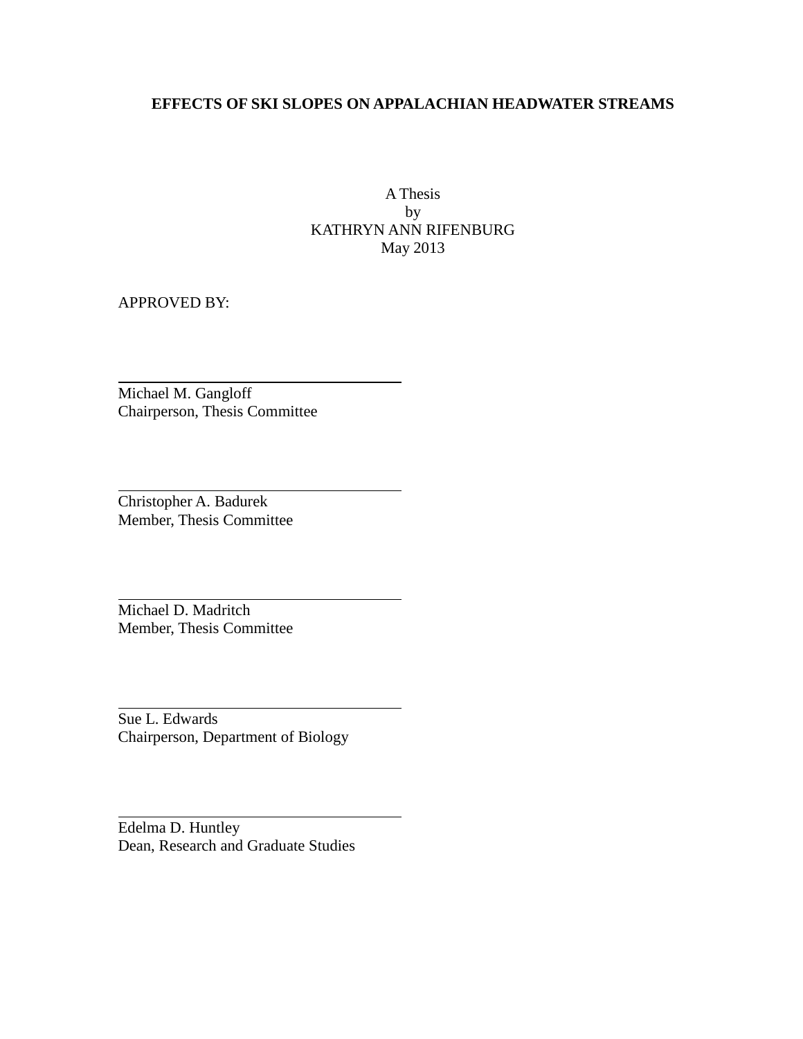**EFFECTS OF SKI SLOPES ON APPALACHIAN HEADWATER STREAMS**

A Thesis
by
KATHRYN ANN RIFENBURG
May 2013

APPROVED BY:

Michael M. Gangloff
Chairperson, Thesis Committee

Christopher A. Badurek
Member, Thesis Committee

Michael D. Madritch
Member, Thesis Committee

Sue L. Edwards
Chairperson, Department of Biology

Edelma D. Huntley
Dean, Research and Graduate Studies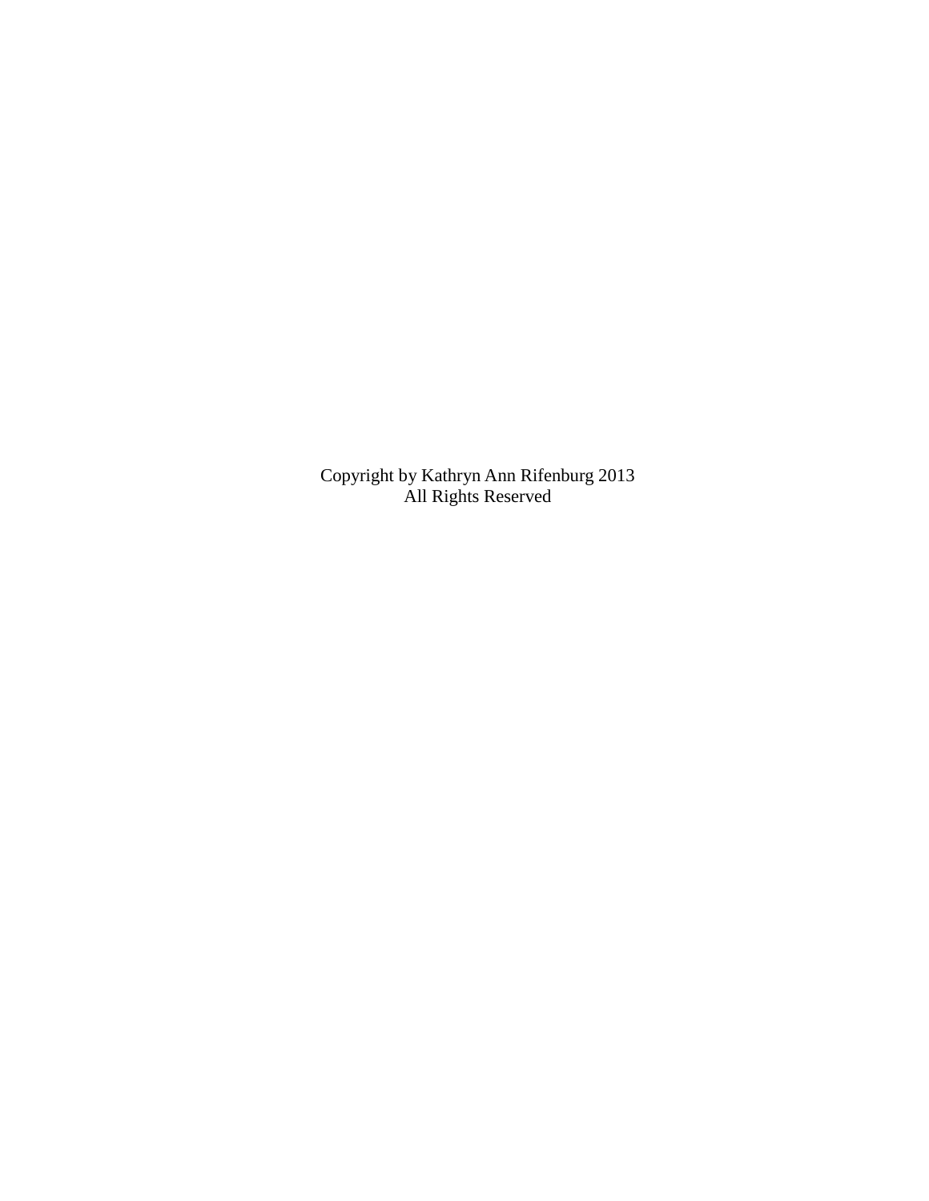Copyright by Kathryn Ann Rifenburg 2013
All Rights Reserved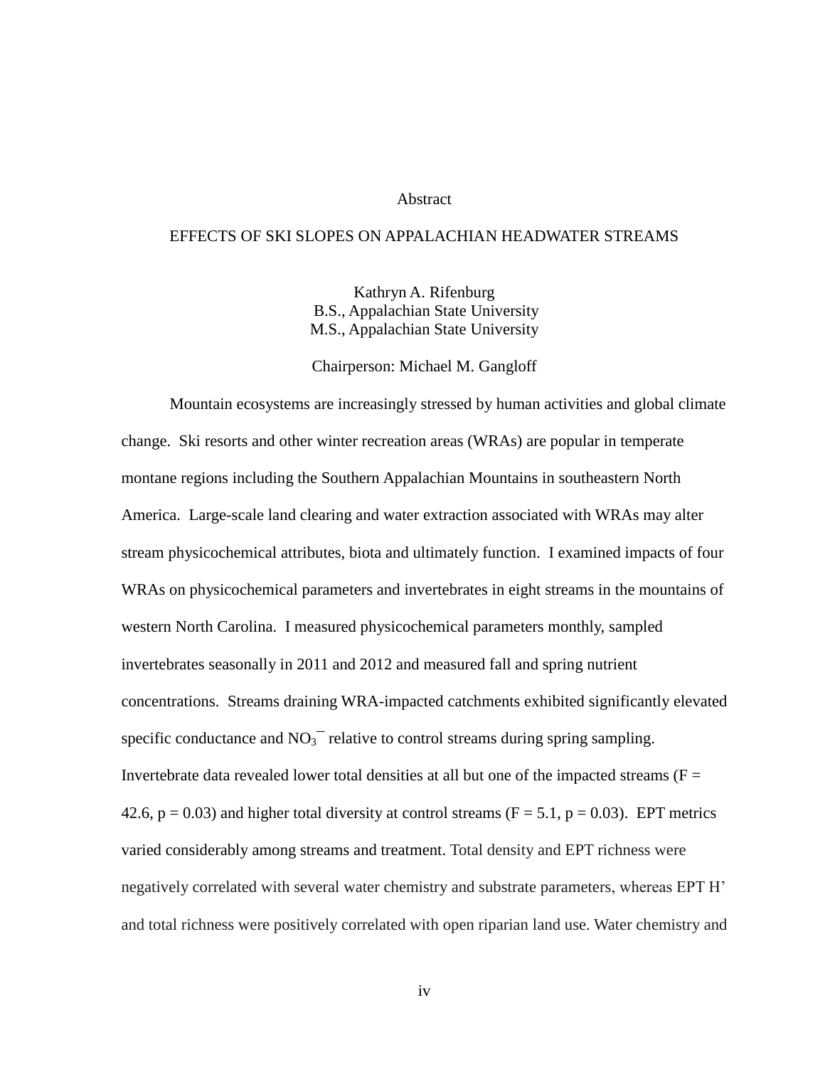# Abstract

## EFFECTS OF SKI SLOPES ON APPALACHIAN HEADWATER STREAMS

Kathryn A. Rifenburg
B.S., Appalachian State University
M.S., Appalachian State University

Chairperson: Michael M. Gangloff

Mountain ecosystems are increasingly stressed by human activities and global climate change. Ski resorts and other winter recreation areas (WRAs) are popular in temperate montane regions including the Southern Appalachian Mountains in southeastern North America. Large-scale land clearing and water extraction associated with WRAs may alter stream physicochemical attributes, biota and ultimately function. I examined impacts of four WRAs on physicochemical parameters and invertebrates in eight streams in the mountains of western North Carolina. I measured physicochemical parameters monthly, sampled invertebrates seasonally in 2011 and 2012 and measured fall and spring nutrient concentrations. Streams draining WRA-impacted catchments exhibited significantly elevated specific conductance and $NO_3^-$ relative to control streams during spring sampling. Invertebrate data revealed lower total densities at all but one of the impacted streams ($F = 42.6$, $p = 0.03$) and higher total diversity at control streams ($F = 5.1$, $p = 0.03$). EPT metrics varied considerably among streams and treatment. Total density and EPT richness were negatively correlated with several water chemistry and substrate parameters, whereas EPT H' and total richness were positively correlated with open riparian land use. Water chemistry and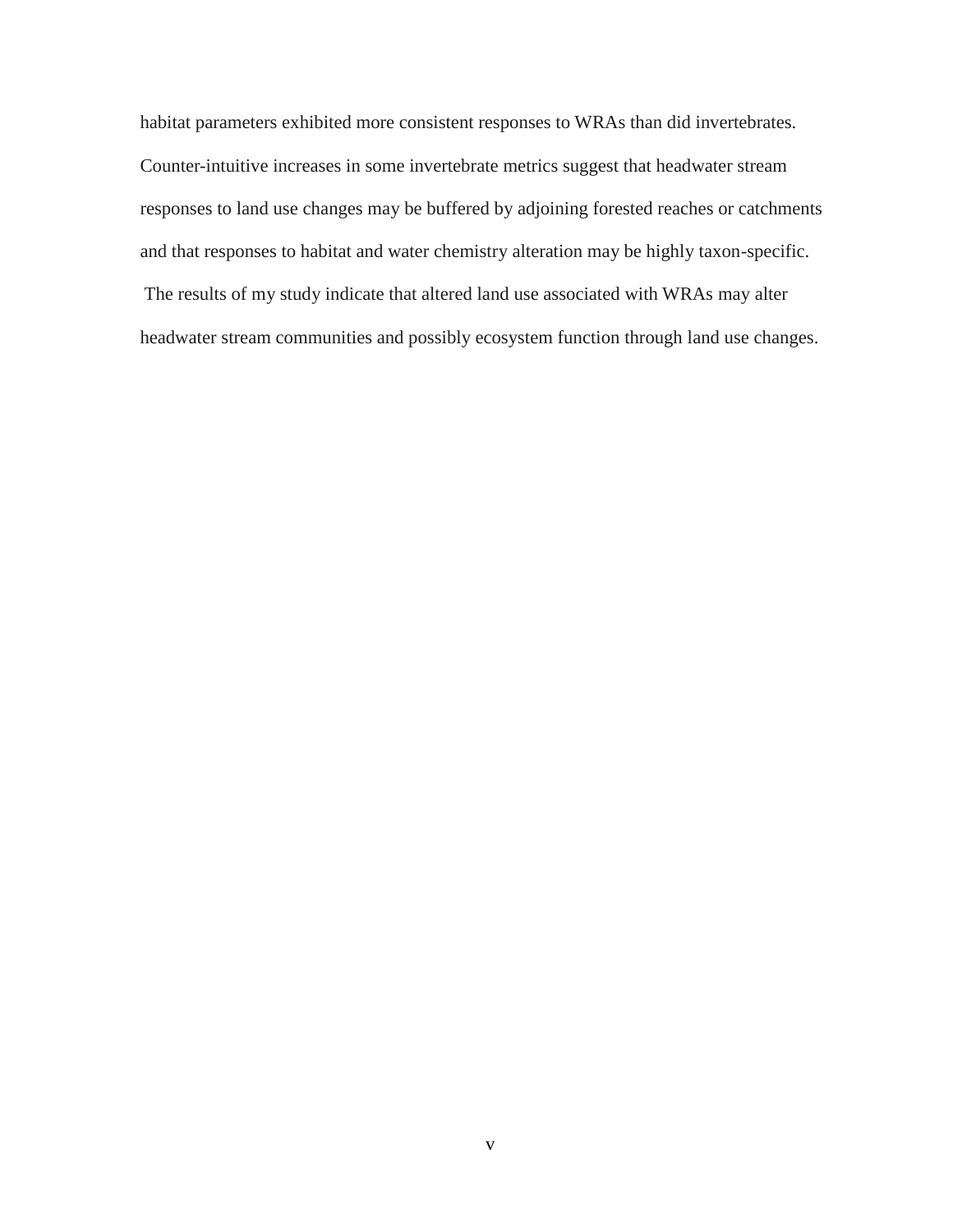habitat parameters exhibited more consistent responses to WRAs than did invertebrates. Counter-intuitive increases in some invertebrate metrics suggest that headwater stream responses to land use changes may be buffered by adjoining forested reaches or catchments and that responses to habitat and water chemistry alteration may be highly taxon-specific. The results of my study indicate that altered land use associated with WRAs may alter headwater stream communities and possibly ecosystem function through land use changes.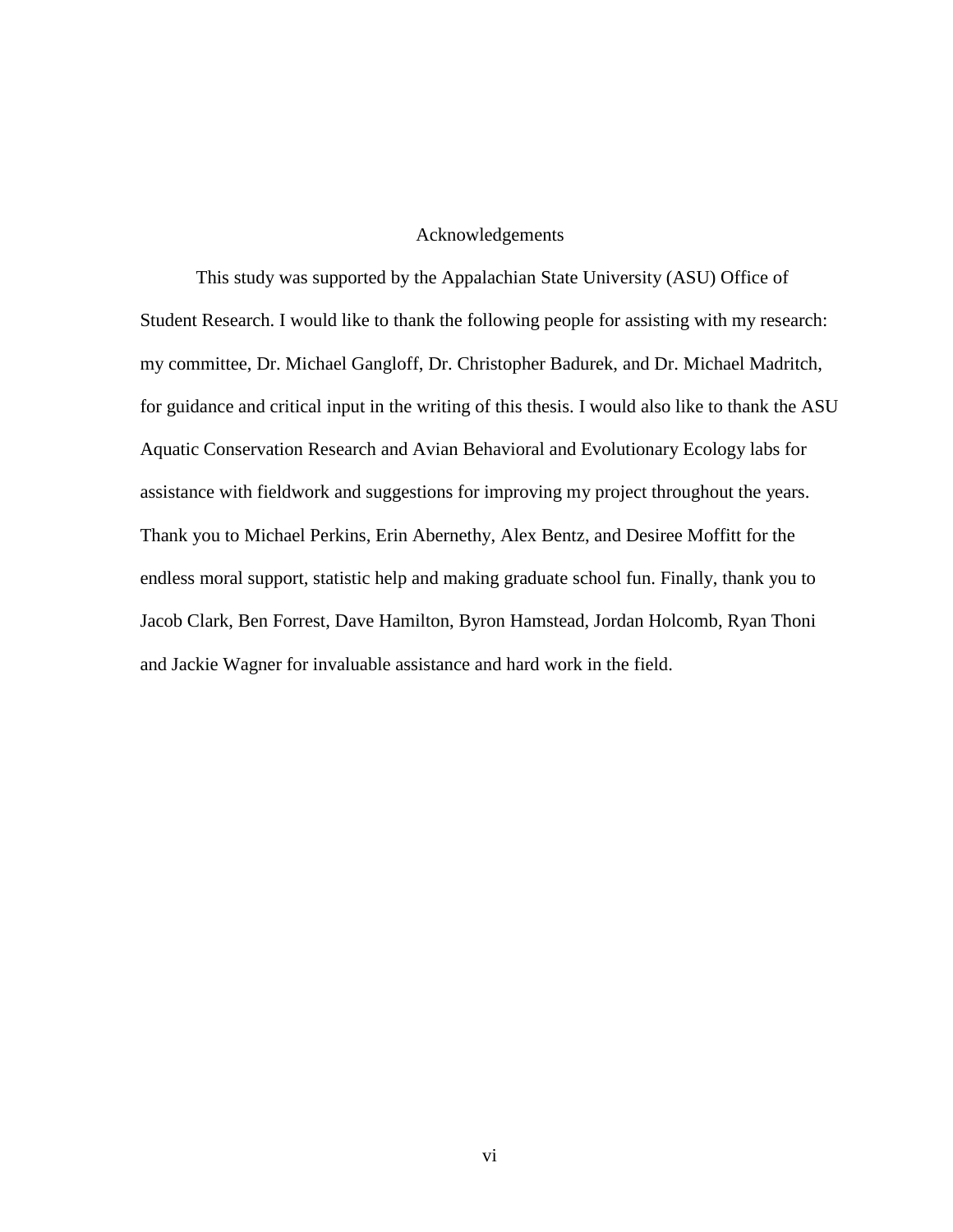# Acknowledgements

This study was supported by the Appalachian State University (ASU) Office of Student Research. I would like to thank the following people for assisting with my research: my committee, Dr. Michael Gangloff, Dr. Christopher Badurek, and Dr. Michael Madritch, for guidance and critical input in the writing of this thesis. I would also like to thank the ASU Aquatic Conservation Research and Avian Behavioral and Evolutionary Ecology labs for assistance with fieldwork and suggestions for improving my project throughout the years. Thank you to Michael Perkins, Erin Abernethy, Alex Bentz, and Desiree Moffitt for the endless moral support, statistic help and making graduate school fun. Finally, thank you to Jacob Clark, Ben Forrest, Dave Hamilton, Byron Hamstead, Jordan Holcomb, Ryan Thoni and Jackie Wagner for invaluable assistance and hard work in the field.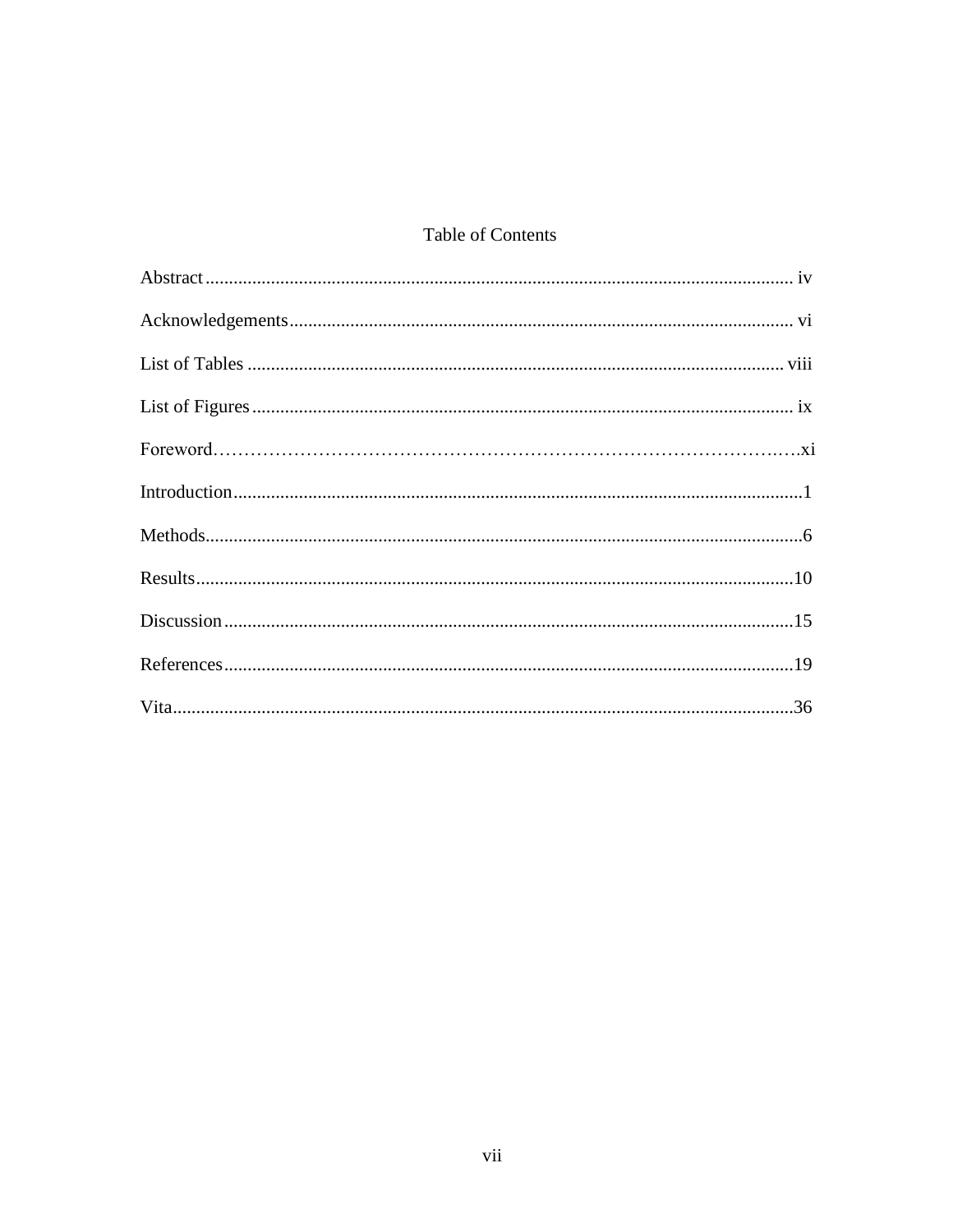# Table of Contents

Abstract............................................................................................................................ iv

Acknowledgements........................................................................................................... vi

List of Tables .................................................................................................................. viii

List of Figures ................................................................................................................... ix

Foreword………………………………………………………………………………….xi

Introduction........................................................................................................................1

Methods..............................................................................................................................6

Results..............................................................................................................................10

Discussion........................................................................................................................15

References........................................................................................................................19

Vita...................................................................................................................................36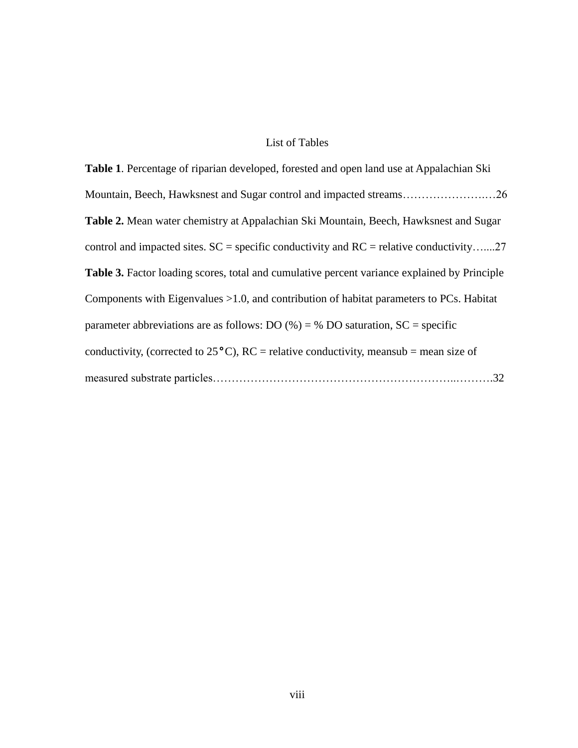# List of Tables

**Table 1**. Percentage of riparian developed, forested and open land use at Appalachian Ski Mountain, Beech, Hawksnest and Sugar control and impacted streams…………………….…26

**Table 2.** Mean water chemistry at Appalachian Ski Mountain, Beech, Hawksnest and Sugar control and impacted sites. SC = specific conductivity and RC = relative conductivity…....27

**Table 3.** Factor loading scores, total and cumulative percent variance explained by Principle Components with Eigenvalues >1.0, and contribution of habitat parameters to PCs. Habitat parameter abbreviations are as follows: DO (%) = % DO saturation, SC = specific conductivity, (corrected to 25°C), RC = relative conductivity, meansub = mean size of measured substrate particles…………………………………………………………..……….32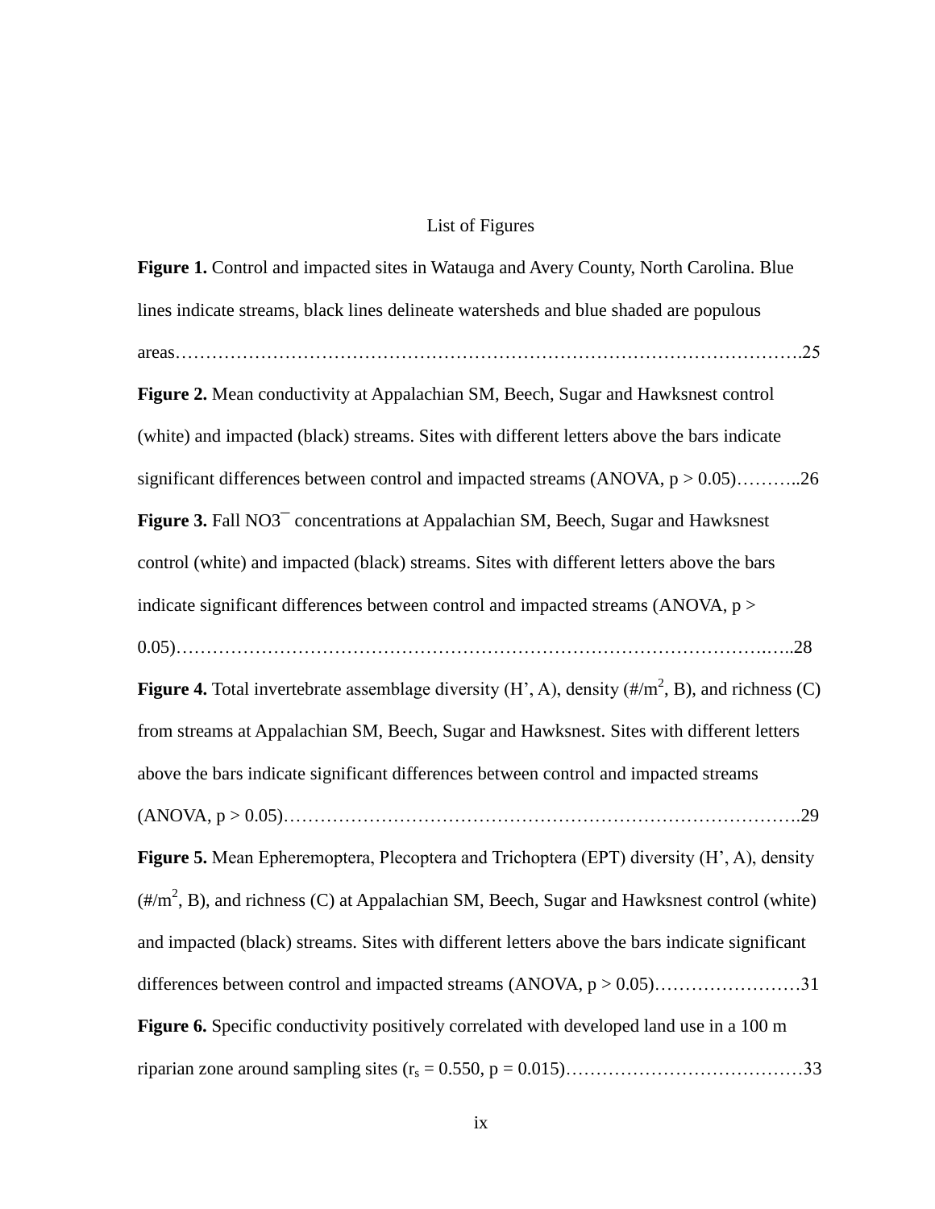# List of Figures

**Figure 1.** Control and impacted sites in Watauga and Avery County, North Carolina. Blue lines indicate streams, black lines delineate watersheds and blue shaded are populous areas……………………………………………………………………………………….25

**Figure 2.** Mean conductivity at Appalachian SM, Beech, Sugar and Hawksnest control (white) and impacted (black) streams. Sites with different letters above the bars indicate significant differences between control and impacted streams (ANOVA, $p > 0.05$)………..26

**Figure 3.** Fall $NO3^{-}$ concentrations at Appalachian SM, Beech, Sugar and Hawksnest control (white) and impacted (black) streams. Sites with different letters above the bars indicate significant differences between control and impacted streams (ANOVA, $p > 0.05$)…………………………………………………………………………………..…..28

**Figure 4.** Total invertebrate assemblage diversity (H', A), density (#/$m^2$, B), and richness (C) from streams at Appalachian SM, Beech, Sugar and Hawksnest. Sites with different letters above the bars indicate significant differences between control and impacted streams (ANOVA, $p > 0.05$)………………………………………………………………………….29

**Figure 5.** Mean Epheremoptera, Plecoptera and Trichoptera (EPT) diversity (H', A), density (#/$m^2$, B), and richness (C) at Appalachian SM, Beech, Sugar and Hawksnest control (white) and impacted (black) streams. Sites with different letters above the bars indicate significant differences between control and impacted streams (ANOVA, $p > 0.05$)……………………31

**Figure 6.** Specific conductivity positively correlated with developed land use in a 100 m riparian zone around sampling sites ($r_s = 0.550$, $p = 0.015$)…………………………………33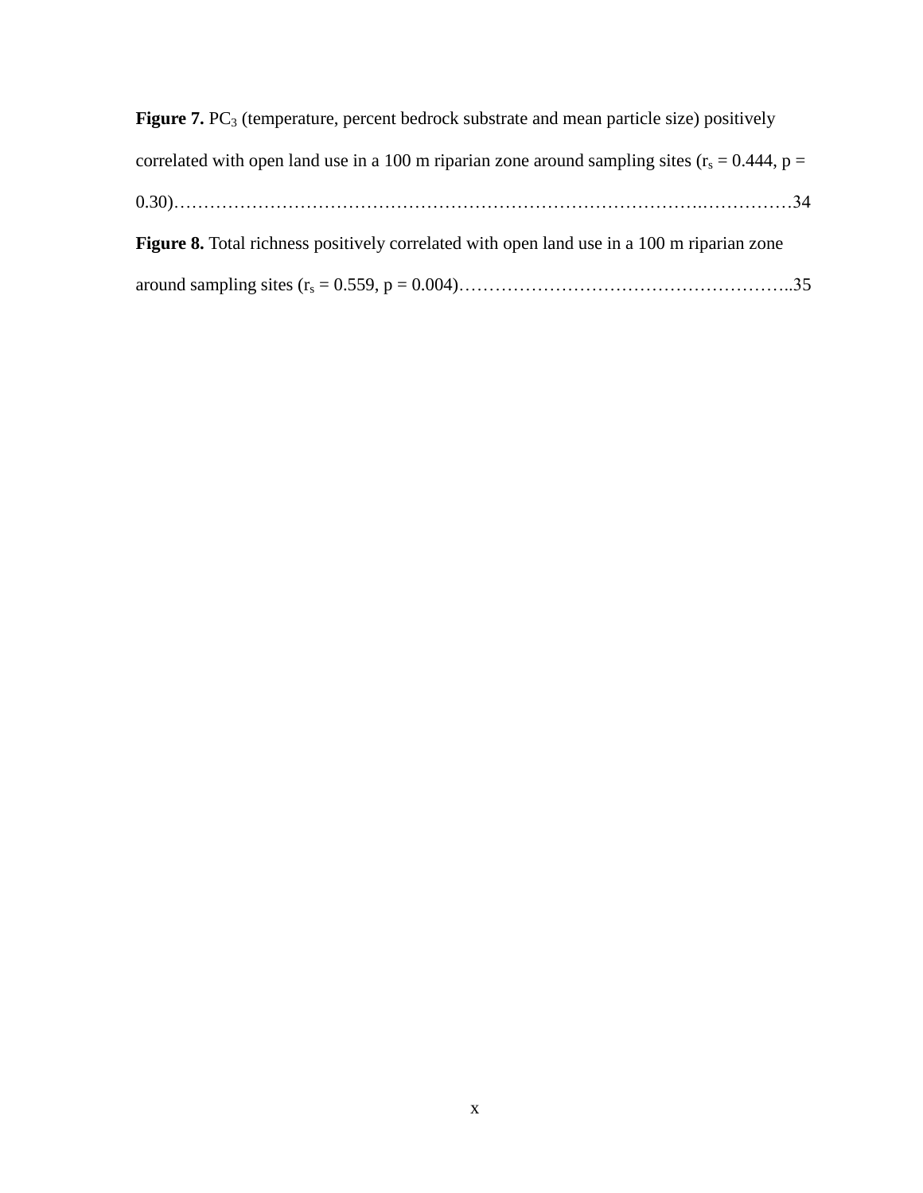**Figure 7.** $PC_3$ (temperature, percent bedrock substrate and mean particle size) positively correlated with open land use in a 100 m riparian zone around sampling sites ($r_s = 0.444$, $p = 0.30$)……………………………………………………………………………..……………34

**Figure 8.** Total richness positively correlated with open land use in a 100 m riparian zone around sampling sites ($r_s = 0.559$, $p = 0.004$)………………………………………………..35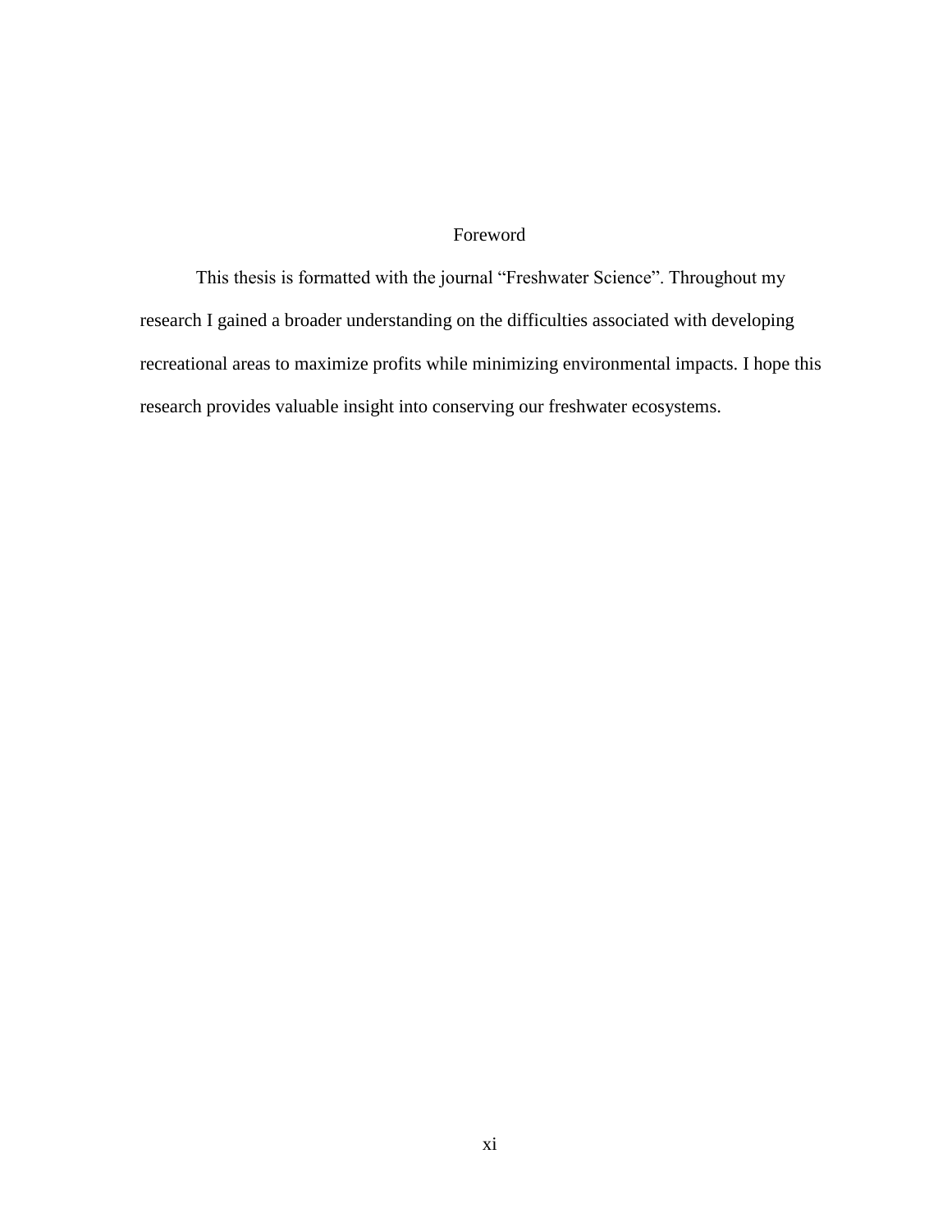# Foreword

This thesis is formatted with the journal “Freshwater Science”. Throughout my research I gained a broader understanding on the difficulties associated with developing recreational areas to maximize profits while minimizing environmental impacts. I hope this research provides valuable insight into conserving our freshwater ecosystems.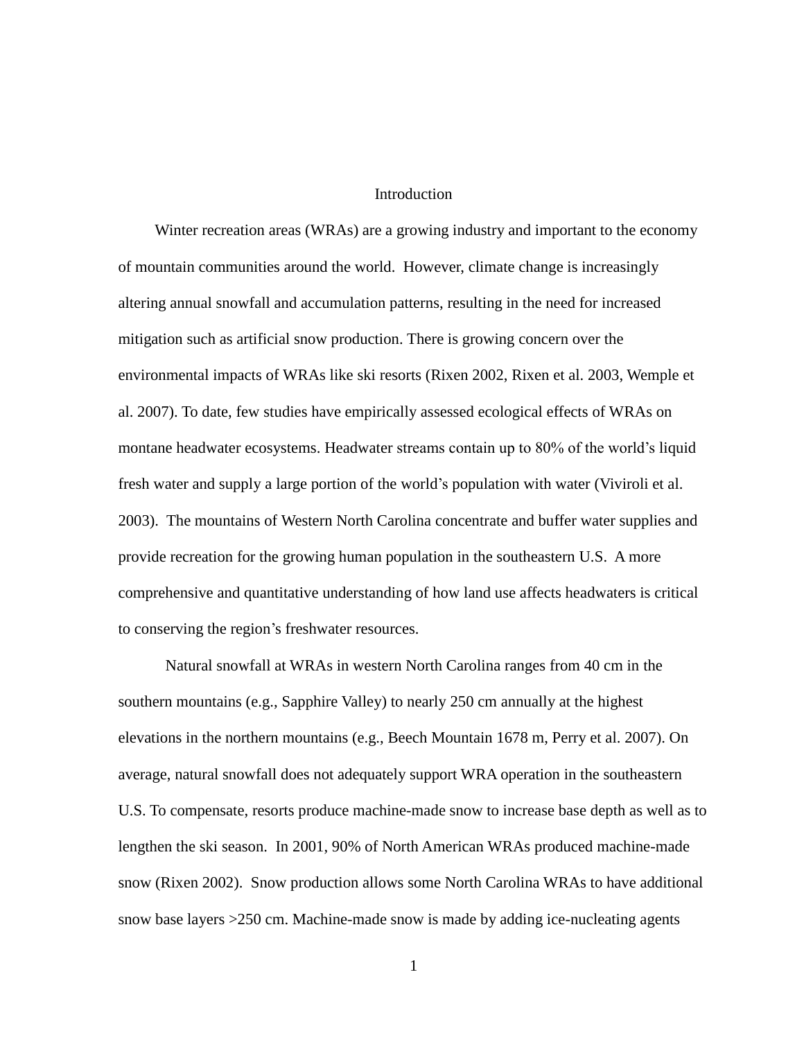# Introduction

Winter recreation areas (WRAs) are a growing industry and important to the economy of mountain communities around the world. However, climate change is increasingly altering annual snowfall and accumulation patterns, resulting in the need for increased mitigation such as artificial snow production. There is growing concern over the environmental impacts of WRAs like ski resorts (Rixen 2002, Rixen et al. 2003, Wemple et al. 2007). To date, few studies have empirically assessed ecological effects of WRAs on montane headwater ecosystems. Headwater streams contain up to 80% of the world's liquid fresh water and supply a large portion of the world's population with water (Viviroli et al. 2003). The mountains of Western North Carolina concentrate and buffer water supplies and provide recreation for the growing human population in the southeastern U.S. A more comprehensive and quantitative understanding of how land use affects headwaters is critical to conserving the region's freshwater resources.

Natural snowfall at WRAs in western North Carolina ranges from 40 cm in the southern mountains (e.g., Sapphire Valley) to nearly 250 cm annually at the highest elevations in the northern mountains (e.g., Beech Mountain 1678 m, Perry et al. 2007). On average, natural snowfall does not adequately support WRA operation in the southeastern U.S. To compensate, resorts produce machine-made snow to increase base depth as well as to lengthen the ski season. In 2001, 90% of North American WRAs produced machine-made snow (Rixen 2002). Snow production allows some North Carolina WRAs to have additional snow base layers >250 cm. Machine-made snow is made by adding ice-nucleating agents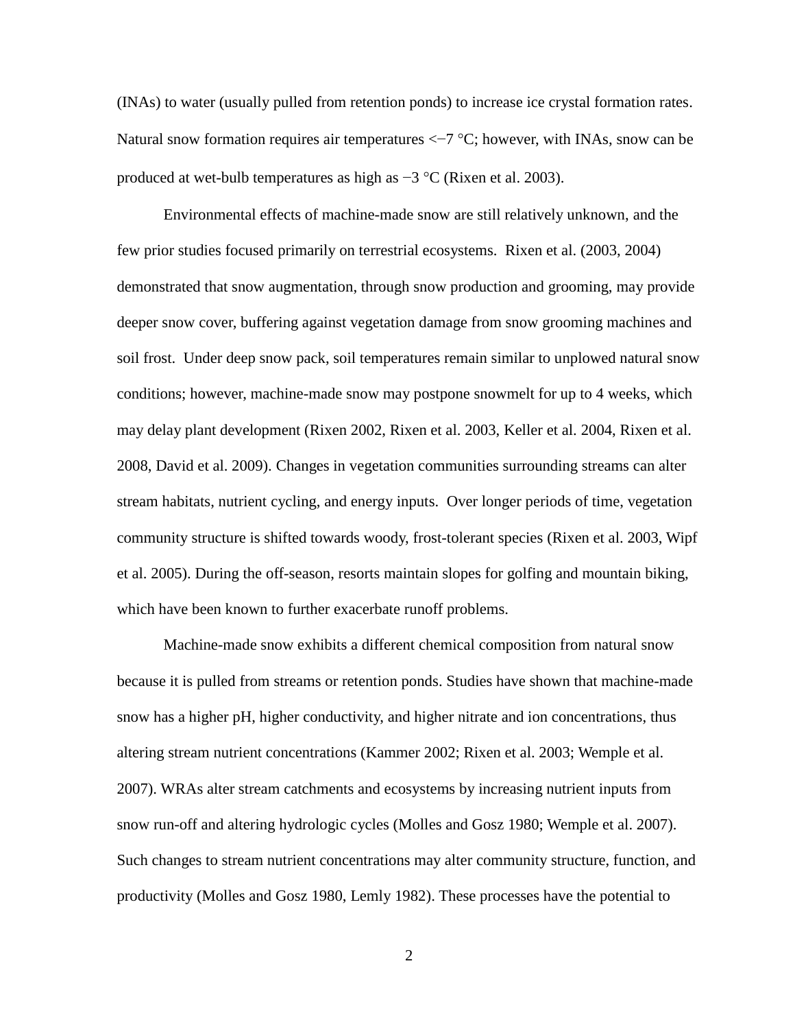(INAs) to water (usually pulled from retention ponds) to increase ice crystal formation rates. Natural snow formation requires air temperatures <−7 °C; however, with INAs, snow can be produced at wet-bulb temperatures as high as −3 °C (Rixen et al. 2003).

Environmental effects of machine-made snow are still relatively unknown, and the few prior studies focused primarily on terrestrial ecosystems. Rixen et al. (2003, 2004) demonstrated that snow augmentation, through snow production and grooming, may provide deeper snow cover, buffering against vegetation damage from snow grooming machines and soil frost. Under deep snow pack, soil temperatures remain similar to unplowed natural snow conditions; however, machine-made snow may postpone snowmelt for up to 4 weeks, which may delay plant development (Rixen 2002, Rixen et al. 2003, Keller et al. 2004, Rixen et al. 2008, David et al. 2009). Changes in vegetation communities surrounding streams can alter stream habitats, nutrient cycling, and energy inputs. Over longer periods of time, vegetation community structure is shifted towards woody, frost-tolerant species (Rixen et al. 2003, Wipf et al. 2005). During the off-season, resorts maintain slopes for golfing and mountain biking, which have been known to further exacerbate runoff problems.

Machine-made snow exhibits a different chemical composition from natural snow because it is pulled from streams or retention ponds. Studies have shown that machine-made snow has a higher pH, higher conductivity, and higher nitrate and ion concentrations, thus altering stream nutrient concentrations (Kammer 2002; Rixen et al. 2003; Wemple et al. 2007). WRAs alter stream catchments and ecosystems by increasing nutrient inputs from snow run-off and altering hydrologic cycles (Molles and Gosz 1980; Wemple et al. 2007). Such changes to stream nutrient concentrations may alter community structure, function, and productivity (Molles and Gosz 1980, Lemly 1982). These processes have the potential to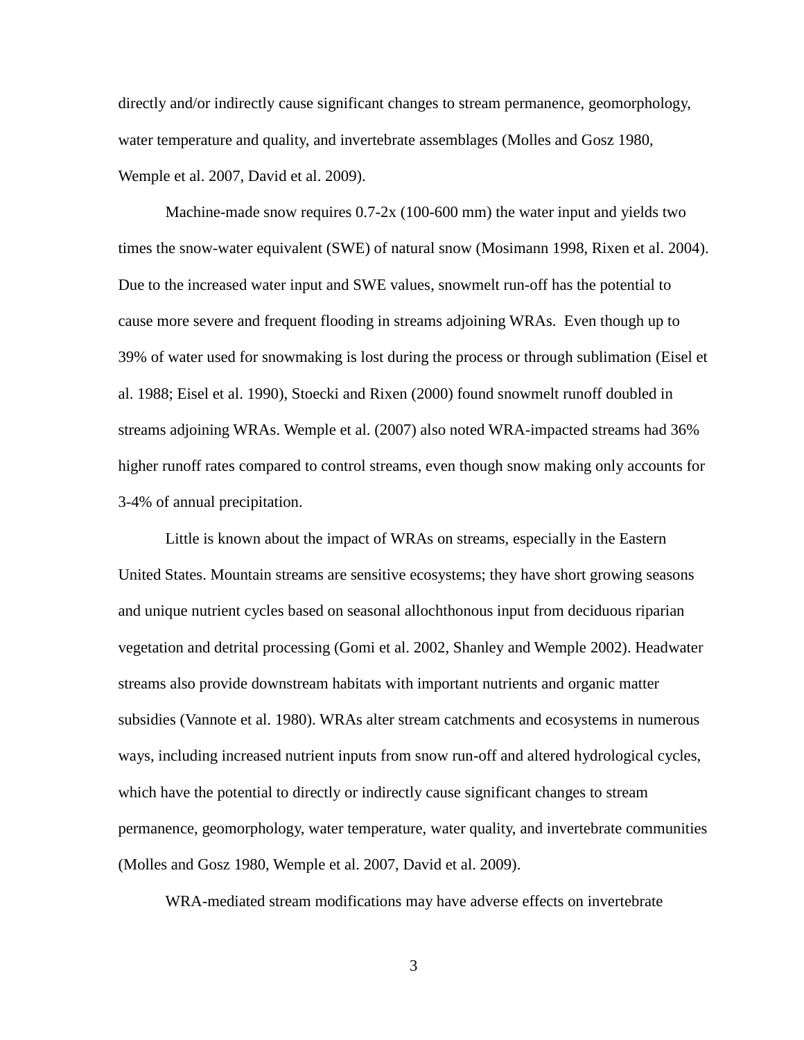directly and/or indirectly cause significant changes to stream permanence, geomorphology, water temperature and quality, and invertebrate assemblages (Molles and Gosz 1980, Wemple et al. 2007, David et al. 2009).

Machine-made snow requires 0.7-2x (100-600 mm) the water input and yields two times the snow-water equivalent (SWE) of natural snow (Mosimann 1998, Rixen et al. 2004). Due to the increased water input and SWE values, snowmelt run-off has the potential to cause more severe and frequent flooding in streams adjoining WRAs. Even though up to 39% of water used for snowmaking is lost during the process or through sublimation (Eisel et al. 1988; Eisel et al. 1990), Stoecki and Rixen (2000) found snowmelt runoff doubled in streams adjoining WRAs. Wemple et al. (2007) also noted WRA-impacted streams had 36% higher runoff rates compared to control streams, even though snow making only accounts for 3-4% of annual precipitation.

Little is known about the impact of WRAs on streams, especially in the Eastern United States. Mountain streams are sensitive ecosystems; they have short growing seasons and unique nutrient cycles based on seasonal allochthonous input from deciduous riparian vegetation and detrital processing (Gomi et al. 2002, Shanley and Wemple 2002). Headwater streams also provide downstream habitats with important nutrients and organic matter subsidies (Vannote et al. 1980). WRAs alter stream catchments and ecosystems in numerous ways, including increased nutrient inputs from snow run-off and altered hydrological cycles, which have the potential to directly or indirectly cause significant changes to stream permanence, geomorphology, water temperature, water quality, and invertebrate communities (Molles and Gosz 1980, Wemple et al. 2007, David et al. 2009).

WRA-mediated stream modifications may have adverse effects on invertebrate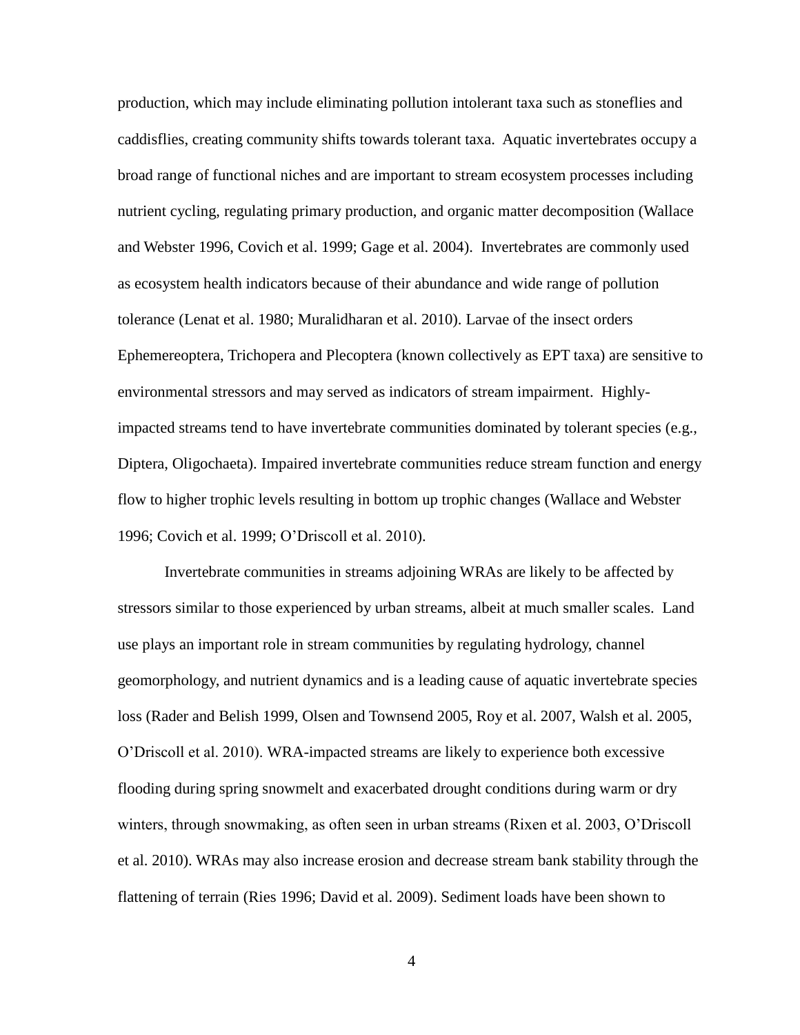production, which may include eliminating pollution intolerant taxa such as stoneflies and caddisflies, creating community shifts towards tolerant taxa. Aquatic invertebrates occupy a broad range of functional niches and are important to stream ecosystem processes including nutrient cycling, regulating primary production, and organic matter decomposition (Wallace and Webster 1996, Covich et al. 1999; Gage et al. 2004). Invertebrates are commonly used as ecosystem health indicators because of their abundance and wide range of pollution tolerance (Lenat et al. 1980; Muralidharan et al. 2010). Larvae of the insect orders Ephemereoptera, Trichopera and Plecoptera (known collectively as EPT taxa) are sensitive to environmental stressors and may served as indicators of stream impairment. Highly-impacted streams tend to have invertebrate communities dominated by tolerant species (e.g., Diptera, Oligochaeta). Impaired invertebrate communities reduce stream function and energy flow to higher trophic levels resulting in bottom up trophic changes (Wallace and Webster 1996; Covich et al. 1999; O'Driscoll et al. 2010).

Invertebrate communities in streams adjoining WRAs are likely to be affected by stressors similar to those experienced by urban streams, albeit at much smaller scales. Land use plays an important role in stream communities by regulating hydrology, channel geomorphology, and nutrient dynamics and is a leading cause of aquatic invertebrate species loss (Rader and Belish 1999, Olsen and Townsend 2005, Roy et al. 2007, Walsh et al. 2005, O'Driscoll et al. 2010). WRA-impacted streams are likely to experience both excessive flooding during spring snowmelt and exacerbated drought conditions during warm or dry winters, through snowmaking, as often seen in urban streams (Rixen et al. 2003, O'Driscoll et al. 2010). WRAs may also increase erosion and decrease stream bank stability through the flattening of terrain (Ries 1996; David et al. 2009). Sediment loads have been shown to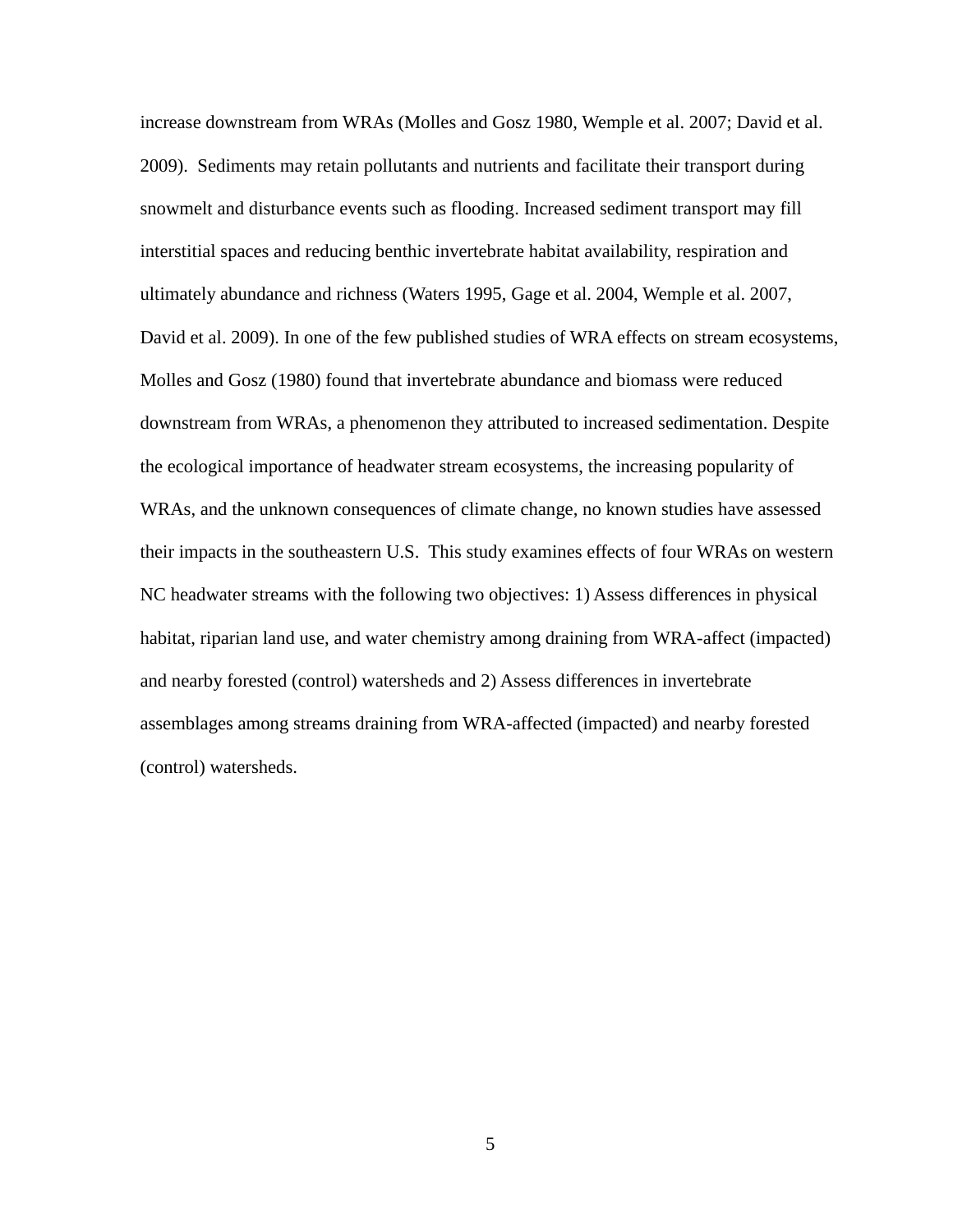increase downstream from WRAs (Molles and Gosz 1980, Wemple et al. 2007; David et al. 2009). Sediments may retain pollutants and nutrients and facilitate their transport during snowmelt and disturbance events such as flooding. Increased sediment transport may fill interstitial spaces and reducing benthic invertebrate habitat availability, respiration and ultimately abundance and richness (Waters 1995, Gage et al. 2004, Wemple et al. 2007, David et al. 2009). In one of the few published studies of WRA effects on stream ecosystems, Molles and Gosz (1980) found that invertebrate abundance and biomass were reduced downstream from WRAs, a phenomenon they attributed to increased sedimentation. Despite the ecological importance of headwater stream ecosystems, the increasing popularity of WRAs, and the unknown consequences of climate change, no known studies have assessed their impacts in the southeastern U.S. This study examines effects of four WRAs on western NC headwater streams with the following two objectives: 1) Assess differences in physical habitat, riparian land use, and water chemistry among draining from WRA-affect (impacted) and nearby forested (control) watersheds and 2) Assess differences in invertebrate assemblages among streams draining from WRA-affected (impacted) and nearby forested (control) watersheds.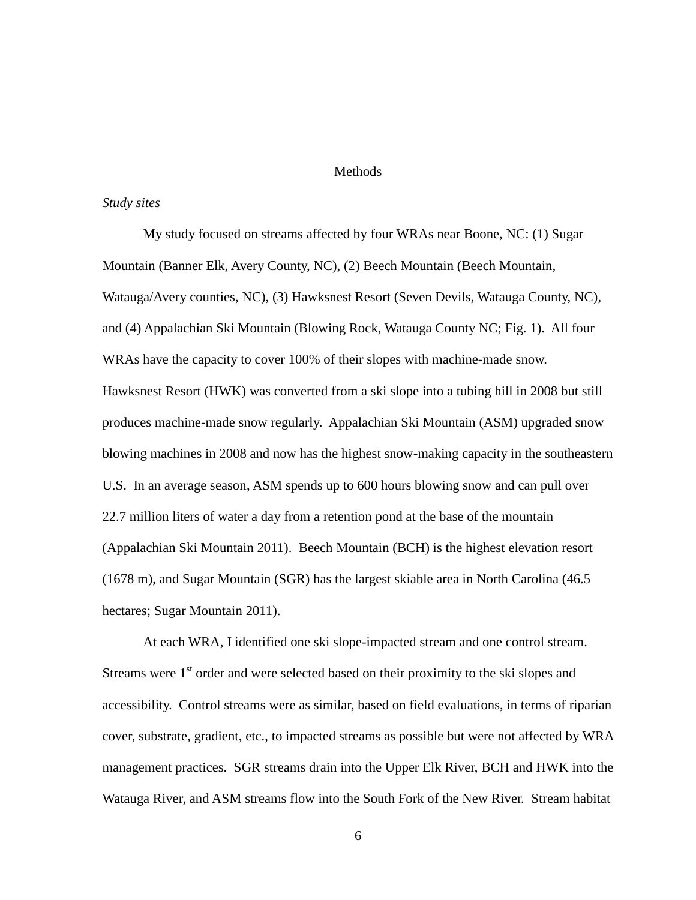# Methods

*Study sites*

My study focused on streams affected by four WRAs near Boone, NC: (1) Sugar Mountain (Banner Elk, Avery County, NC), (2) Beech Mountain (Beech Mountain, Watauga/Avery counties, NC), (3) Hawksnest Resort (Seven Devils, Watauga County, NC), and (4) Appalachian Ski Mountain (Blowing Rock, Watauga County NC; Fig. 1). All four WRAs have the capacity to cover 100% of their slopes with machine-made snow. Hawksnest Resort (HWK) was converted from a ski slope into a tubing hill in 2008 but still produces machine-made snow regularly. Appalachian Ski Mountain (ASM) upgraded snow blowing machines in 2008 and now has the highest snow-making capacity in the southeastern U.S. In an average season, ASM spends up to 600 hours blowing snow and can pull over 22.7 million liters of water a day from a retention pond at the base of the mountain (Appalachian Ski Mountain 2011). Beech Mountain (BCH) is the highest elevation resort (1678 m), and Sugar Mountain (SGR) has the largest skiable area in North Carolina (46.5 hectares; Sugar Mountain 2011).

At each WRA, I identified one ski slope-impacted stream and one control stream. Streams were 1st order and were selected based on their proximity to the ski slopes and accessibility. Control streams were as similar, based on field evaluations, in terms of riparian cover, substrate, gradient, etc., to impacted streams as possible but were not affected by WRA management practices. SGR streams drain into the Upper Elk River, BCH and HWK into the Watauga River, and ASM streams flow into the South Fork of the New River. Stream habitat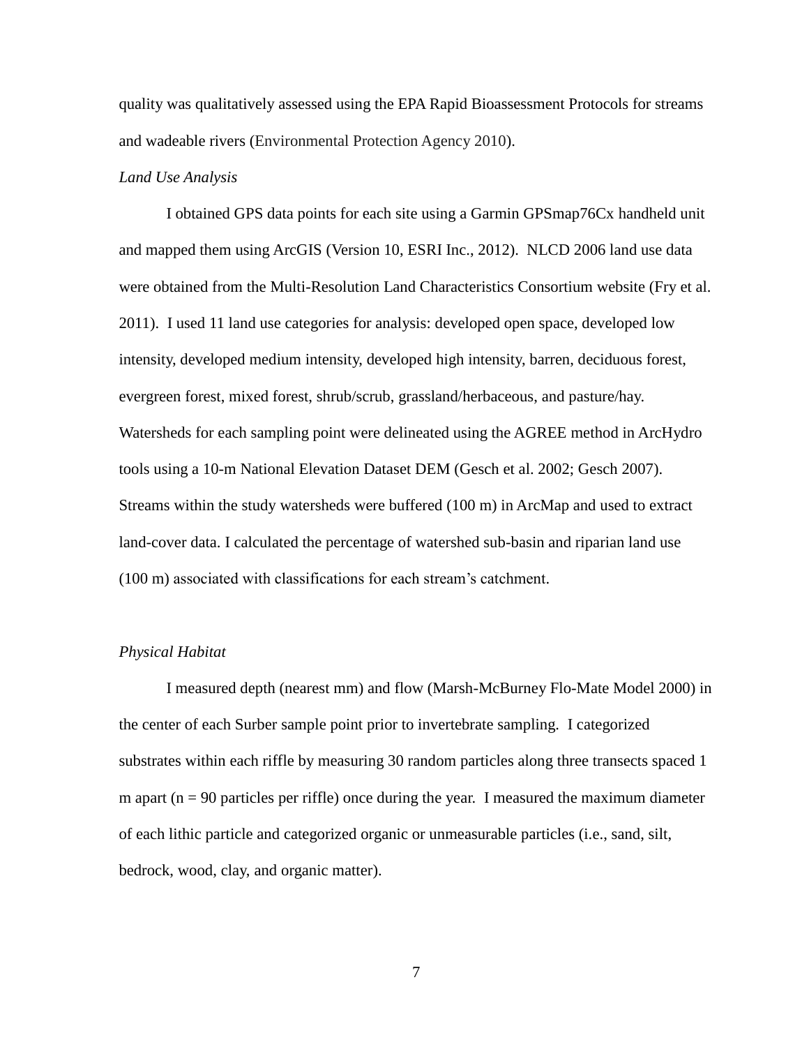quality was qualitatively assessed using the EPA Rapid Bioassessment Protocols for streams and wadeable rivers (Environmental Protection Agency 2010).

*Land Use Analysis*

I obtained GPS data points for each site using a Garmin GPSmap76Cx handheld unit and mapped them using ArcGIS (Version 10, ESRI Inc., 2012). NLCD 2006 land use data were obtained from the Multi-Resolution Land Characteristics Consortium website (Fry et al. 2011). I used 11 land use categories for analysis: developed open space, developed low intensity, developed medium intensity, developed high intensity, barren, deciduous forest, evergreen forest, mixed forest, shrub/scrub, grassland/herbaceous, and pasture/hay. Watersheds for each sampling point were delineated using the AGREE method in ArcHydro tools using a 10-m National Elevation Dataset DEM (Gesch et al. 2002; Gesch 2007). Streams within the study watersheds were buffered (100 m) in ArcMap and used to extract land-cover data. I calculated the percentage of watershed sub-basin and riparian land use (100 m) associated with classifications for each stream's catchment.

*Physical Habitat*

I measured depth (nearest mm) and flow (Marsh-McBurney Flo-Mate Model 2000) in the center of each Surber sample point prior to invertebrate sampling. I categorized substrates within each riffle by measuring 30 random particles along three transects spaced 1 m apart (n = 90 particles per riffle) once during the year. I measured the maximum diameter of each lithic particle and categorized organic or unmeasurable particles (i.e., sand, silt, bedrock, wood, clay, and organic matter).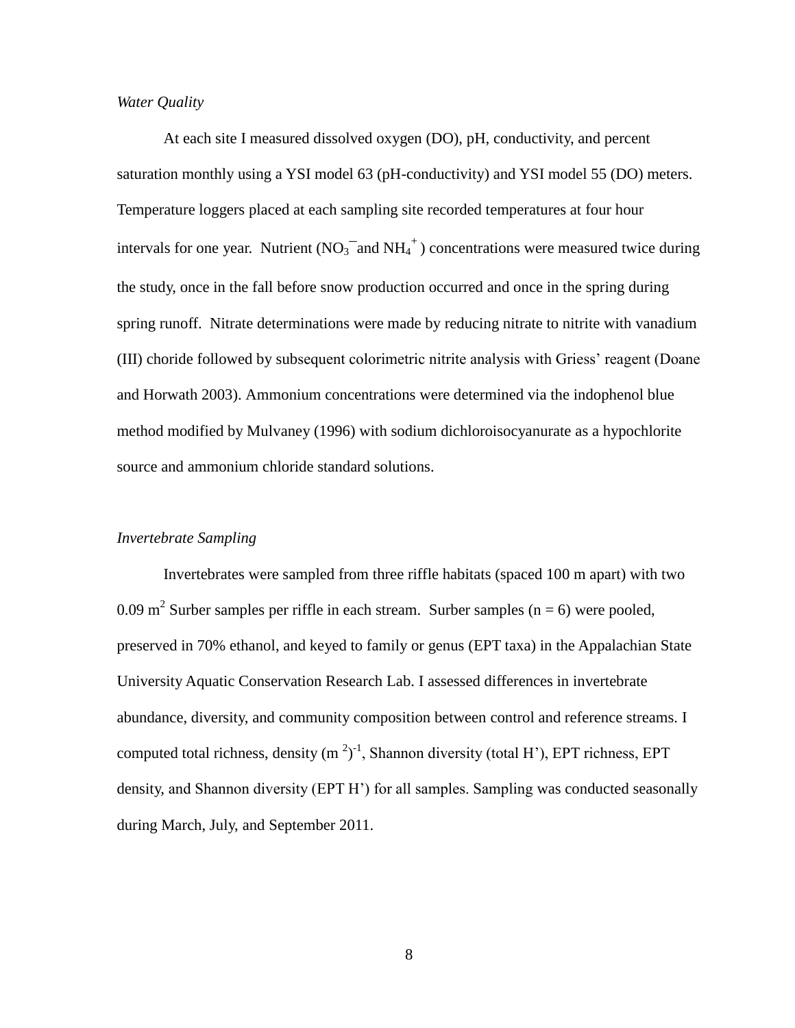*Water Quality*

At each site I measured dissolved oxygen (DO), pH, conductivity, and percent saturation monthly using a YSI model 63 (pH-conductivity) and YSI model 55 (DO) meters. Temperature loggers placed at each sampling site recorded temperatures at four hour intervals for one year. Nutrient ($NO_3^-$ and $NH_4^+$) concentrations were measured twice during the study, once in the fall before snow production occurred and once in the spring during spring runoff. Nitrate determinations were made by reducing nitrate to nitrite with vanadium (III) choride followed by subsequent colorimetric nitrite analysis with Griess' reagent (Doane and Horwath 2003). Ammonium concentrations were determined via the indophenol blue method modified by Mulvaney (1996) with sodium dichloroisocyanurate as a hypochlorite source and ammonium chloride standard solutions.

*Invertebrate Sampling*

Invertebrates were sampled from three riffle habitats (spaced 100 m apart) with two 0.09 $m^2$ Surber samples per riffle in each stream. Surber samples ($n = 6$) were pooled, preserved in 70% ethanol, and keyed to family or genus (EPT taxa) in the Appalachian State University Aquatic Conservation Research Lab. I assessed differences in invertebrate abundance, diversity, and community composition between control and reference streams. I computed total richness, density $(m^2)^{-1}$, Shannon diversity (total H'), EPT richness, EPT density, and Shannon diversity (EPT H') for all samples. Sampling was conducted seasonally during March, July, and September 2011.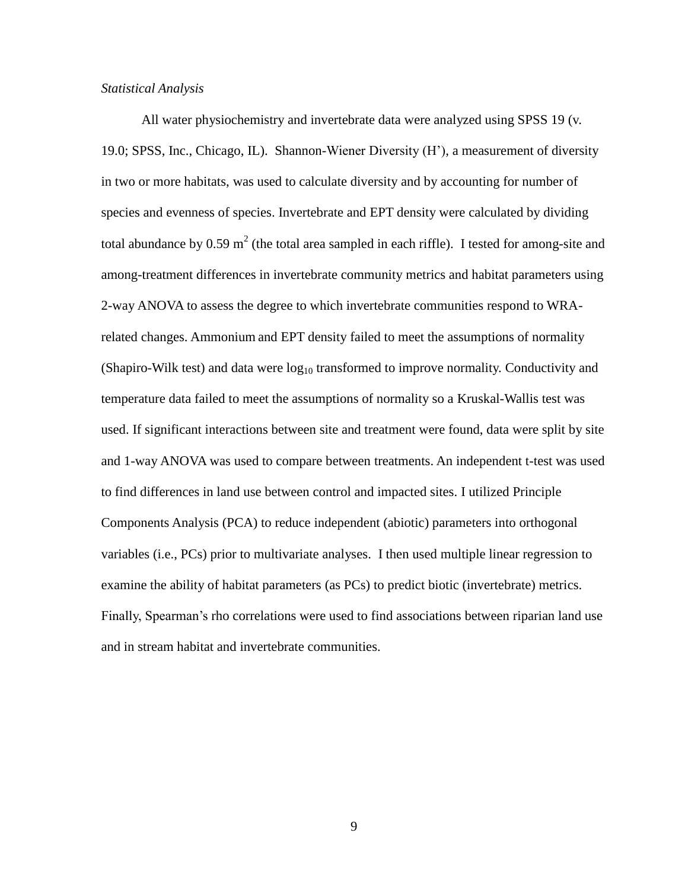*Statistical Analysis*

All water physiochemistry and invertebrate data were analyzed using SPSS 19 (v. 19.0; SPSS, Inc., Chicago, IL). Shannon-Wiener Diversity (H'), a measurement of diversity in two or more habitats, was used to calculate diversity and by accounting for number of species and evenness of species. Invertebrate and EPT density were calculated by dividing total abundance by 0.59 $m^2$ (the total area sampled in each riffle). I tested for among-site and among-treatment differences in invertebrate community metrics and habitat parameters using 2-way ANOVA to assess the degree to which invertebrate communities respond to WRA-related changes. Ammonium and EPT density failed to meet the assumptions of normality (Shapiro-Wilk test) and data were $\log_{10}$ transformed to improve normality. Conductivity and temperature data failed to meet the assumptions of normality so a Kruskal-Wallis test was used. If significant interactions between site and treatment were found, data were split by site and 1-way ANOVA was used to compare between treatments. An independent t-test was used to find differences in land use between control and impacted sites. I utilized Principle Components Analysis (PCA) to reduce independent (abiotic) parameters into orthogonal variables (i.e., PCs) prior to multivariate analyses. I then used multiple linear regression to examine the ability of habitat parameters (as PCs) to predict biotic (invertebrate) metrics. Finally, Spearman's rho correlations were used to find associations between riparian land use and in stream habitat and invertebrate communities.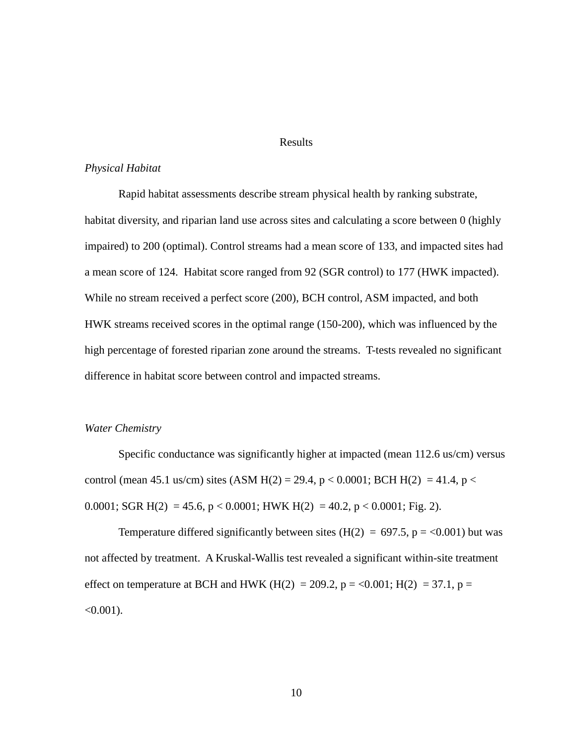# Results

### *Physical Habitat*

Rapid habitat assessments describe stream physical health by ranking substrate, habitat diversity, and riparian land use across sites and calculating a score between 0 (highly impaired) to 200 (optimal). Control streams had a mean score of 133, and impacted sites had a mean score of 124. Habitat score ranged from 92 (SGR control) to 177 (HWK impacted). While no stream received a perfect score (200), BCH control, ASM impacted, and both HWK streams received scores in the optimal range (150-200), which was influenced by the high percentage of forested riparian zone around the streams. T-tests revealed no significant difference in habitat score between control and impacted streams.

### *Water Chemistry*

Specific conductance was significantly higher at impacted (mean 112.6 us/cm) versus control (mean 45.1 us/cm) sites (ASM $H(2) = 29.4$, $p < 0.0001$; BCH $H(2) = 41.4$, $p < 0.0001$; SGR $H(2) = 45.6$, $p < 0.0001$; HWK $H(2) = 40.2$, $p < 0.0001$; Fig. 2).

Temperature differed significantly between sites ($H(2) = 697.5$, $p = <0.001$) but was not affected by treatment. A Kruskal-Wallis test revealed a significant within-site treatment effect on temperature at BCH and HWK ($H(2) = 209.2$, $p = <0.001$; $H(2) = 37.1$, $p = <0.001$).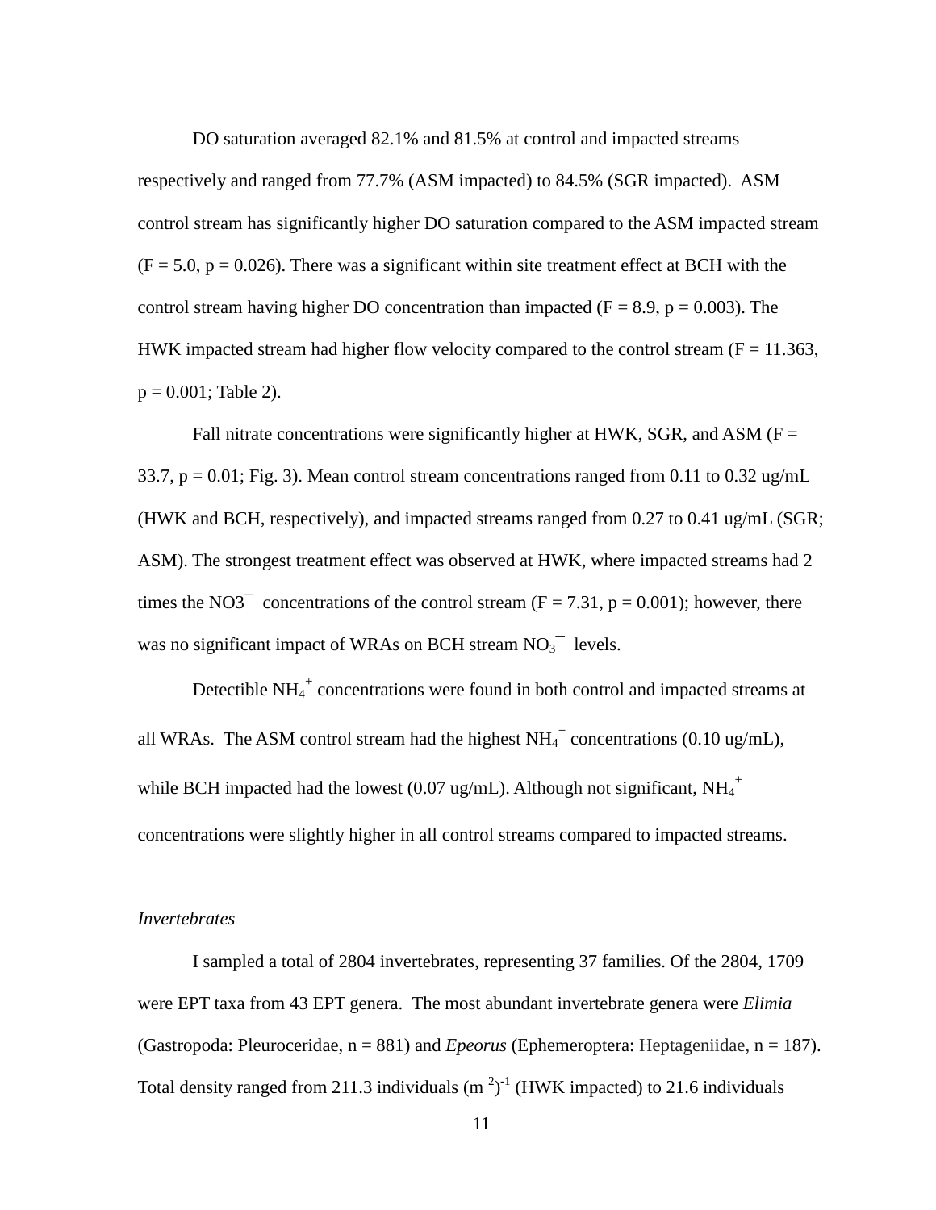DO saturation averaged 82.1% and 81.5% at control and impacted streams respectively and ranged from 77.7% (ASM impacted) to 84.5% (SGR impacted). ASM control stream has significantly higher DO saturation compared to the ASM impacted stream ($F = 5.0$, $p = 0.026$). There was a significant within site treatment effect at BCH with the control stream having higher DO concentration than impacted ($F = 8.9$, $p = 0.003$). The HWK impacted stream had higher flow velocity compared to the control stream ($F = 11.363$, $p = 0.001$; Table 2).

Fall nitrate concentrations were significantly higher at HWK, SGR, and ASM ($F = 33.7$, $p = 0.01$; Fig. 3). Mean control stream concentrations ranged from 0.11 to 0.32 ug/mL (HWK and BCH, respectively), and impacted streams ranged from 0.27 to 0.41 ug/mL (SGR; ASM). The strongest treatment effect was observed at HWK, where impacted streams had 2 times the $NO3^{-}$ concentrations of the control stream ($F = 7.31$, $p = 0.001$); however, there was no significant impact of WRAs on BCH stream $NO_3^{-}$ levels.

Detectible $NH_4^+$ concentrations were found in both control and impacted streams at all WRAs. The ASM control stream had the highest $NH_4^+$ concentrations (0.10 ug/mL), while BCH impacted had the lowest (0.07 ug/mL). Although not significant, $NH_4^+$ concentrations were slightly higher in all control streams compared to impacted streams.

*Invertebrates*

I sampled a total of 2804 invertebrates, representing 37 families. Of the 2804, 1709 were EPT taxa from 43 EPT genera. The most abundant invertebrate genera were *Elimia* (Gastropoda: Pleuroceridae, n = 881) and *Epeorus* (Ephemeroptera: Heptageniidae, n = 187). Total density ranged from 211.3 individuals $(m^2)^{-1}$ (HWK impacted) to 21.6 individuals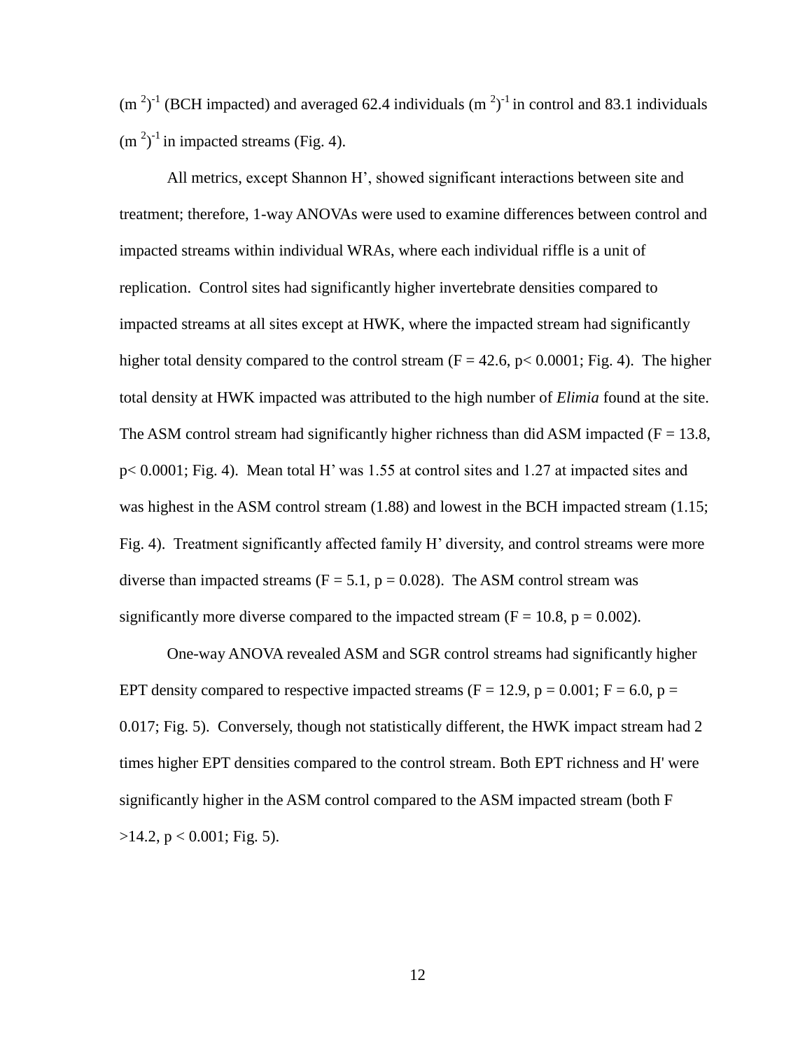$(m^2)^{-1}$ (BCH impacted) and averaged 62.4 individuals $(m^2)^{-1}$ in control and 83.1 individuals $(m^2)^{-1}$ in impacted streams (Fig. 4).

All metrics, except Shannon H', showed significant interactions between site and treatment; therefore, 1-way ANOVAs were used to examine differences between control and impacted streams within individual WRAs, where each individual riffle is a unit of replication. Control sites had significantly higher invertebrate densities compared to impacted streams at all sites except at HWK, where the impacted stream had significantly higher total density compared to the control stream ($F = 42.6$, $p < 0.0001$; Fig. 4). The higher total density at HWK impacted was attributed to the high number of *Elimia* found at the site. The ASM control stream had significantly higher richness than did ASM impacted ($F = 13.8$, $p < 0.0001$; Fig. 4). Mean total H' was 1.55 at control sites and 1.27 at impacted sites and was highest in the ASM control stream (1.88) and lowest in the BCH impacted stream (1.15; Fig. 4). Treatment significantly affected family H' diversity, and control streams were more diverse than impacted streams ($F = 5.1$, $p = 0.028$). The ASM control stream was significantly more diverse compared to the impacted stream ($F = 10.8$, $p = 0.002$).

One-way ANOVA revealed ASM and SGR control streams had significantly higher EPT density compared to respective impacted streams ($F = 12.9$, $p = 0.001$; $F = 6.0$, $p = 0.017$; Fig. 5). Conversely, though not statistically different, the HWK impact stream had 2 times higher EPT densities compared to the control stream. Both EPT richness and H' were significantly higher in the ASM control compared to the ASM impacted stream (both $F > 14.2$, $p < 0.001$; Fig. 5).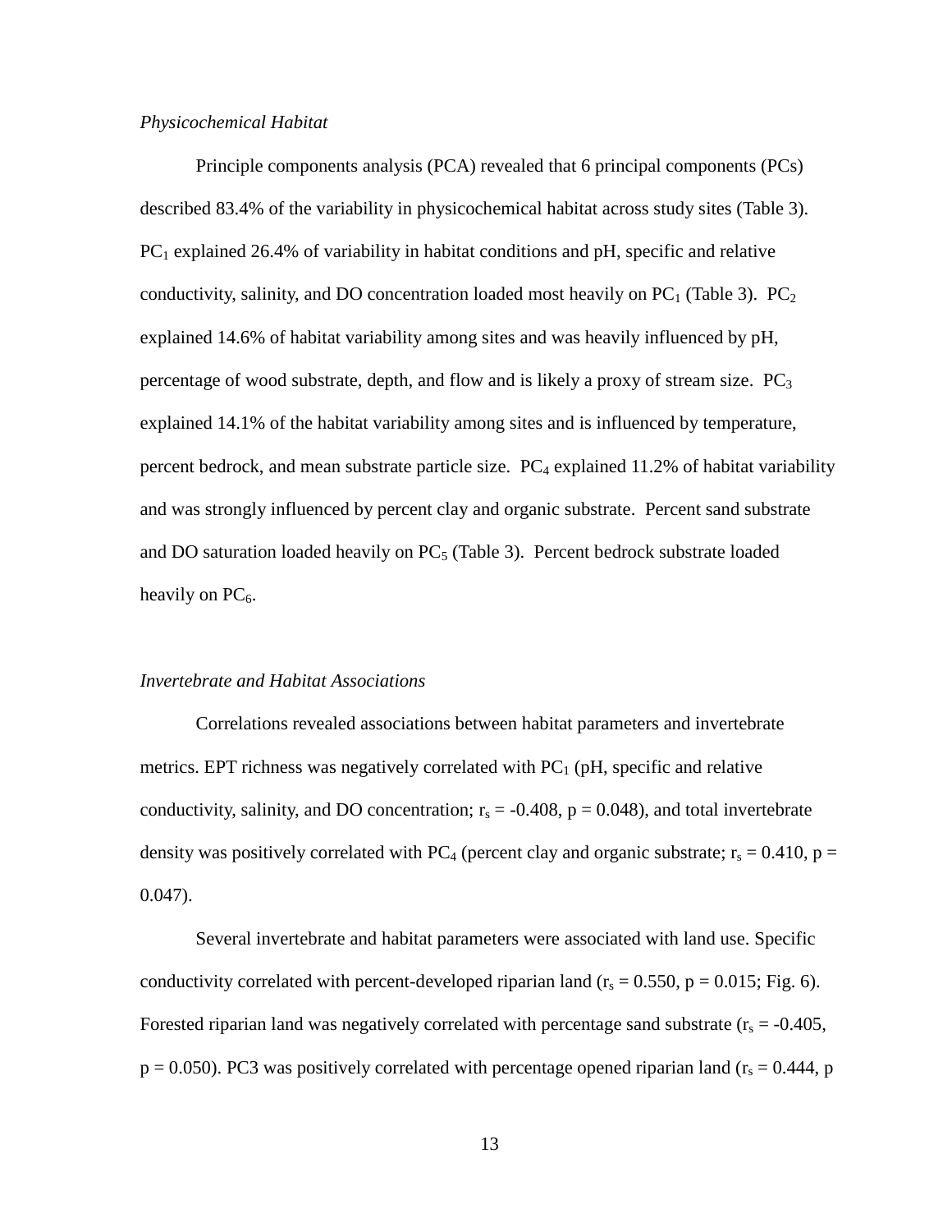*Physicochemical Habitat*

Principle components analysis (PCA) revealed that 6 principal components (PCs) described 83.4% of the variability in physicochemical habitat across study sites (Table 3). $PC_1$ explained 26.4% of variability in habitat conditions and pH, specific and relative conductivity, salinity, and DO concentration loaded most heavily on $PC_1$ (Table 3). $PC_2$ explained 14.6% of habitat variability among sites and was heavily influenced by pH, percentage of wood substrate, depth, and flow and is likely a proxy of stream size. $PC_3$ explained 14.1% of the habitat variability among sites and is influenced by temperature, percent bedrock, and mean substrate particle size. $PC_4$ explained 11.2% of habitat variability and was strongly influenced by percent clay and organic substrate. Percent sand substrate and DO saturation loaded heavily on $PC_5$ (Table 3). Percent bedrock substrate loaded heavily on $PC_6$.

*Invertebrate and Habitat Associations*

Correlations revealed associations between habitat parameters and invertebrate metrics. EPT richness was negatively correlated with $PC_1$ (pH, specific and relative conductivity, salinity, and DO concentration; $r_s = -0.408$, $p = 0.048$), and total invertebrate density was positively correlated with $PC_4$ (percent clay and organic substrate; $r_s = 0.410$, $p = 0.047$).

Several invertebrate and habitat parameters were associated with land use. Specific conductivity correlated with percent-developed riparian land ($r_s = 0.550$, $p = 0.015$; Fig. 6). Forested riparian land was negatively correlated with percentage sand substrate ($r_s = -0.405$, $p = 0.050$). PC3 was positively correlated with percentage opened riparian land ($r_s = 0.444$, p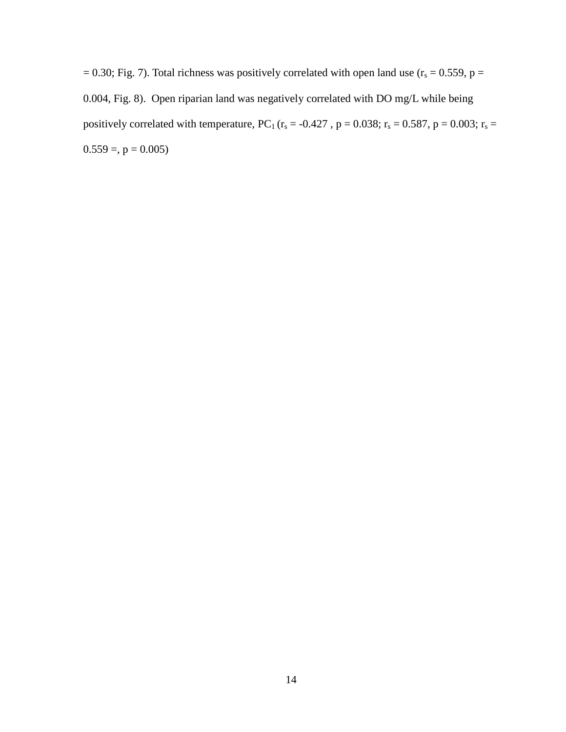= 0.30; Fig. 7). Total richness was positively correlated with open land use ($r_s$ = 0.559, p = 0.004, Fig. 8). Open riparian land was negatively correlated with DO mg/L while being positively correlated with temperature, $PC_1$ ($r_s$ = -0.427 , p = 0.038; $r_s$ = 0.587, p = 0.003; $r_s$ = 0.559 =, p = 0.005)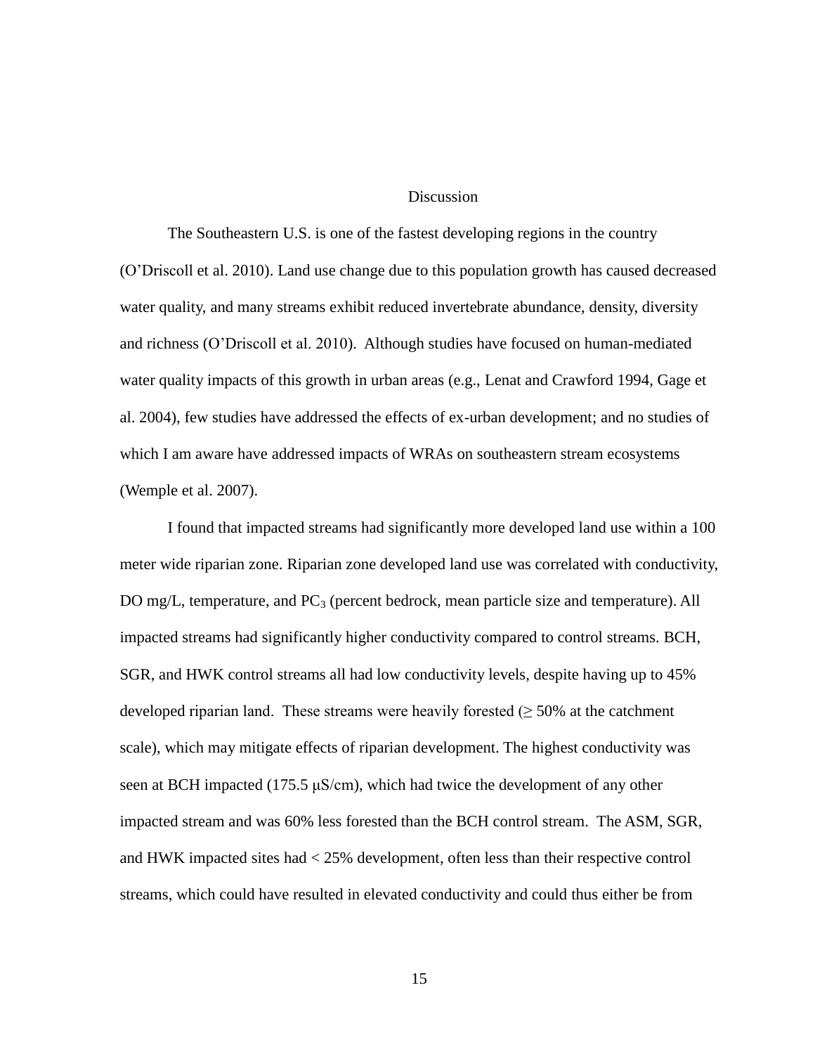# Discussion

The Southeastern U.S. is one of the fastest developing regions in the country (O'Driscoll et al. 2010). Land use change due to this population growth has caused decreased water quality, and many streams exhibit reduced invertebrate abundance, density, diversity and richness (O'Driscoll et al. 2010). Although studies have focused on human-mediated water quality impacts of this growth in urban areas (e.g., Lenat and Crawford 1994, Gage et al. 2004), few studies have addressed the effects of ex-urban development; and no studies of which I am aware have addressed impacts of WRAs on southeastern stream ecosystems (Wemple et al. 2007).

I found that impacted streams had significantly more developed land use within a 100 meter wide riparian zone. Riparian zone developed land use was correlated with conductivity, DO mg/L, temperature, and $PC_3$ (percent bedrock, mean particle size and temperature). All impacted streams had significantly higher conductivity compared to control streams. BCH, SGR, and HWK control streams all had low conductivity levels, despite having up to 45% developed riparian land. These streams were heavily forested ($\geq$ 50% at the catchment scale), which may mitigate effects of riparian development. The highest conductivity was seen at BCH impacted (175.5 μS/cm), which had twice the development of any other impacted stream and was 60% less forested than the BCH control stream. The ASM, SGR, and HWK impacted sites had < 25% development, often less than their respective control streams, which could have resulted in elevated conductivity and could thus either be from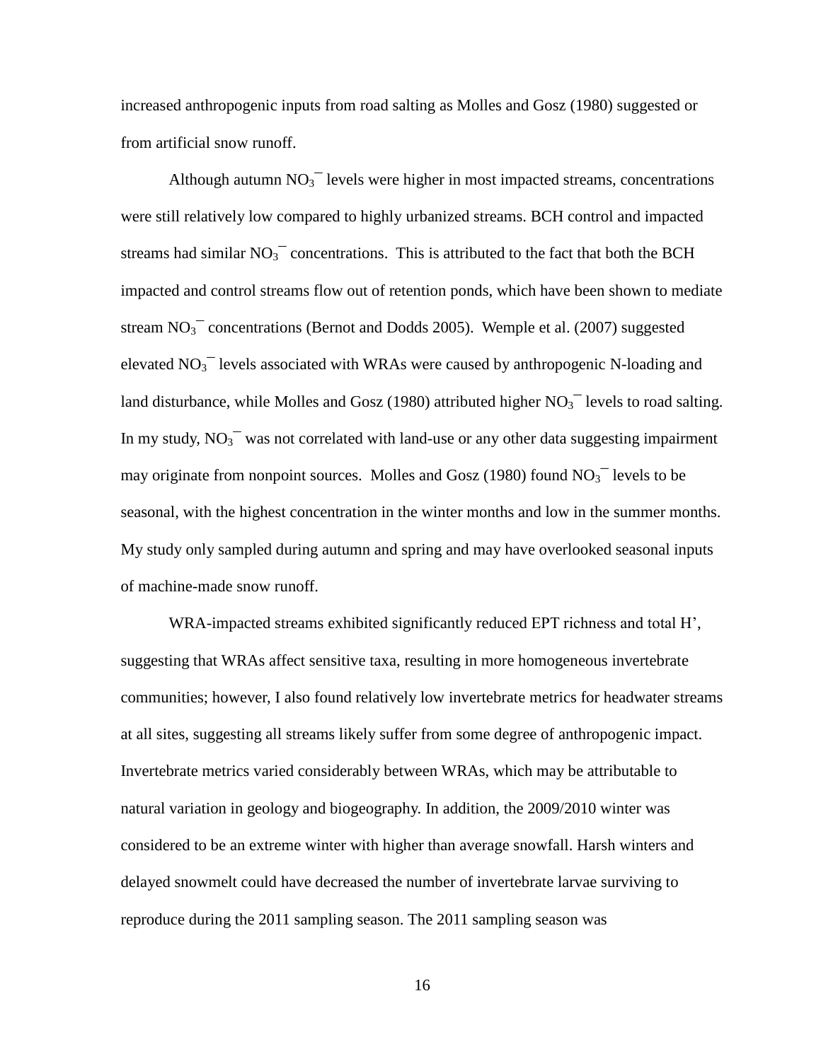increased anthropogenic inputs from road salting as Molles and Gosz (1980) suggested or from artificial snow runoff.

Although autumn $NO_3^-$ levels were higher in most impacted streams, concentrations were still relatively low compared to highly urbanized streams. BCH control and impacted streams had similar $NO_3^-$ concentrations. This is attributed to the fact that both the BCH impacted and control streams flow out of retention ponds, which have been shown to mediate stream $NO_3^-$ concentrations (Bernot and Dodds 2005). Wemple et al. (2007) suggested elevated $NO_3^-$ levels associated with WRAs were caused by anthropogenic N-loading and land disturbance, while Molles and Gosz (1980) attributed higher $NO_3^-$ levels to road salting. In my study, $NO_3^-$ was not correlated with land-use or any other data suggesting impairment may originate from nonpoint sources. Molles and Gosz (1980) found $NO_3^-$ levels to be seasonal, with the highest concentration in the winter months and low in the summer months. My study only sampled during autumn and spring and may have overlooked seasonal inputs of machine-made snow runoff.

WRA-impacted streams exhibited significantly reduced EPT richness and total H', suggesting that WRAs affect sensitive taxa, resulting in more homogeneous invertebrate communities; however, I also found relatively low invertebrate metrics for headwater streams at all sites, suggesting all streams likely suffer from some degree of anthropogenic impact. Invertebrate metrics varied considerably between WRAs, which may be attributable to natural variation in geology and biogeography. In addition, the 2009/2010 winter was considered to be an extreme winter with higher than average snowfall. Harsh winters and delayed snowmelt could have decreased the number of invertebrate larvae surviving to reproduce during the 2011 sampling season. The 2011 sampling season was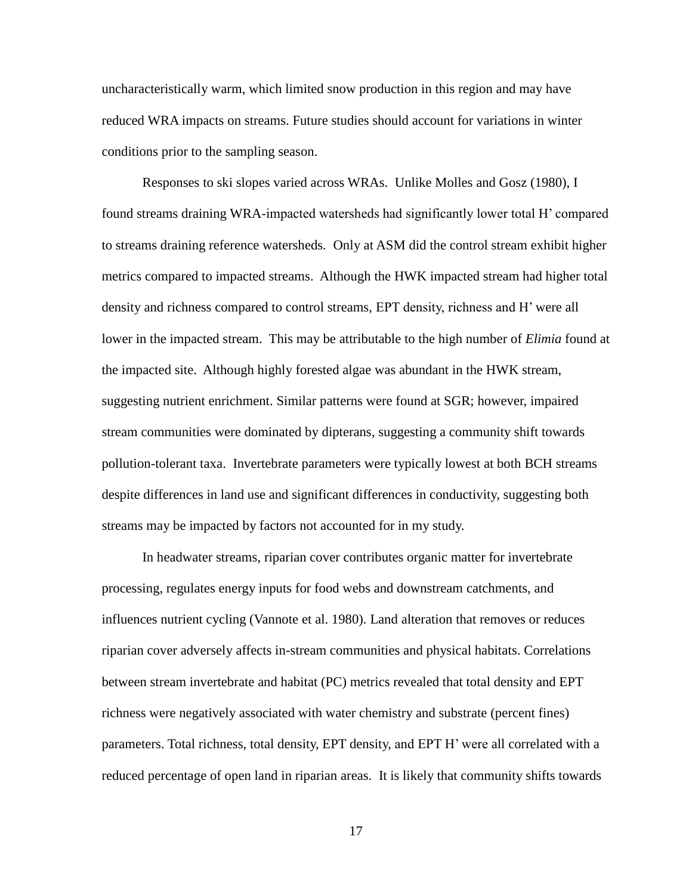uncharacteristically warm, which limited snow production in this region and may have reduced WRA impacts on streams. Future studies should account for variations in winter conditions prior to the sampling season.

Responses to ski slopes varied across WRAs. Unlike Molles and Gosz (1980), I found streams draining WRA-impacted watersheds had significantly lower total H' compared to streams draining reference watersheds. Only at ASM did the control stream exhibit higher metrics compared to impacted streams. Although the HWK impacted stream had higher total density and richness compared to control streams, EPT density, richness and H' were all lower in the impacted stream. This may be attributable to the high number of *Elimia* found at the impacted site. Although highly forested algae was abundant in the HWK stream, suggesting nutrient enrichment. Similar patterns were found at SGR; however, impaired stream communities were dominated by dipterans, suggesting a community shift towards pollution-tolerant taxa. Invertebrate parameters were typically lowest at both BCH streams despite differences in land use and significant differences in conductivity, suggesting both streams may be impacted by factors not accounted for in my study.

In headwater streams, riparian cover contributes organic matter for invertebrate processing, regulates energy inputs for food webs and downstream catchments, and influences nutrient cycling (Vannote et al. 1980). Land alteration that removes or reduces riparian cover adversely affects in-stream communities and physical habitats. Correlations between stream invertebrate and habitat (PC) metrics revealed that total density and EPT richness were negatively associated with water chemistry and substrate (percent fines) parameters. Total richness, total density, EPT density, and EPT H' were all correlated with a reduced percentage of open land in riparian areas. It is likely that community shifts towards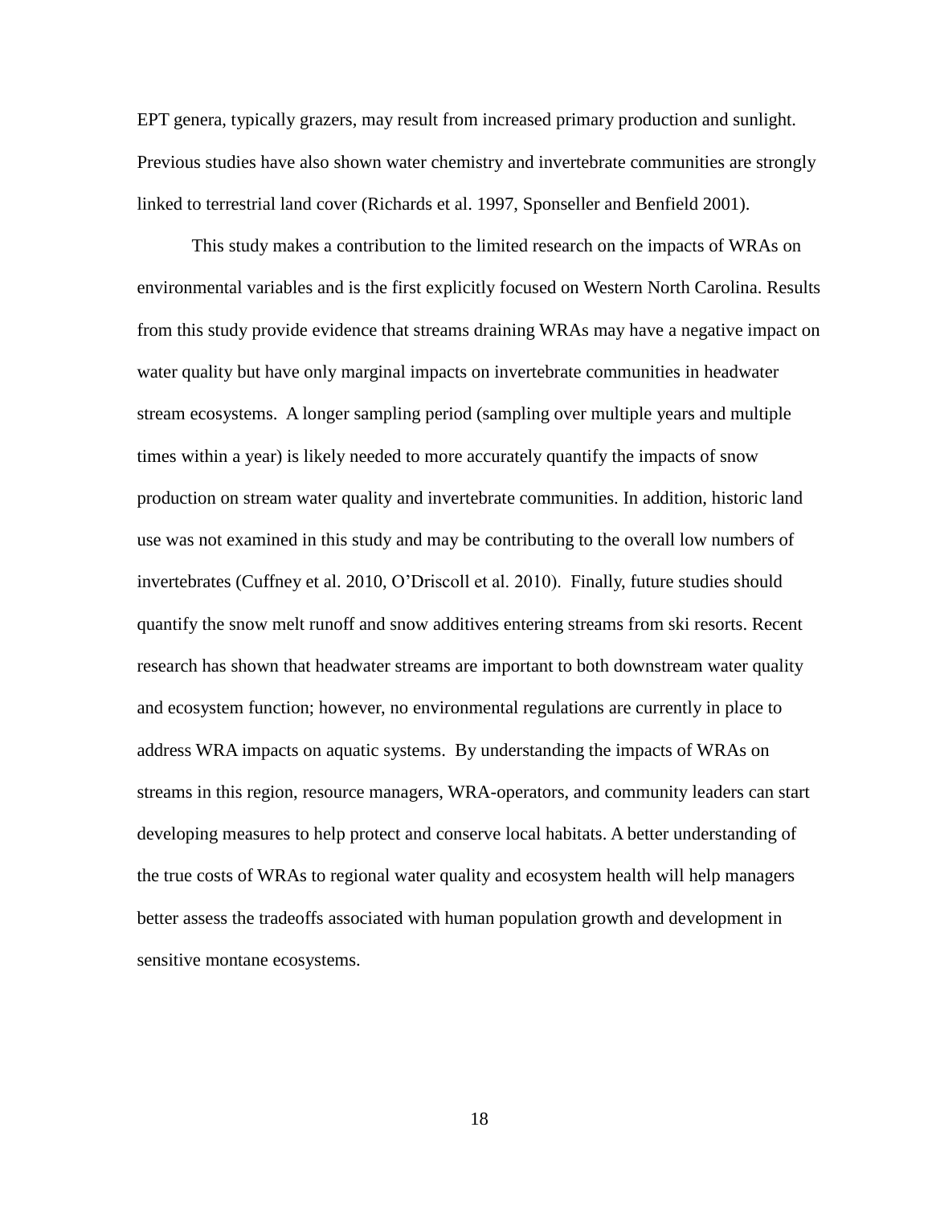EPT genera, typically grazers, may result from increased primary production and sunlight. Previous studies have also shown water chemistry and invertebrate communities are strongly linked to terrestrial land cover (Richards et al. 1997, Sponseller and Benfield 2001).

This study makes a contribution to the limited research on the impacts of WRAs on environmental variables and is the first explicitly focused on Western North Carolina. Results from this study provide evidence that streams draining WRAs may have a negative impact on water quality but have only marginal impacts on invertebrate communities in headwater stream ecosystems. A longer sampling period (sampling over multiple years and multiple times within a year) is likely needed to more accurately quantify the impacts of snow production on stream water quality and invertebrate communities. In addition, historic land use was not examined in this study and may be contributing to the overall low numbers of invertebrates (Cuffney et al. 2010, O'Driscoll et al. 2010). Finally, future studies should quantify the snow melt runoff and snow additives entering streams from ski resorts. Recent research has shown that headwater streams are important to both downstream water quality and ecosystem function; however, no environmental regulations are currently in place to address WRA impacts on aquatic systems. By understanding the impacts of WRAs on streams in this region, resource managers, WRA-operators, and community leaders can start developing measures to help protect and conserve local habitats. A better understanding of the true costs of WRAs to regional water quality and ecosystem health will help managers better assess the tradeoffs associated with human population growth and development in sensitive montane ecosystems.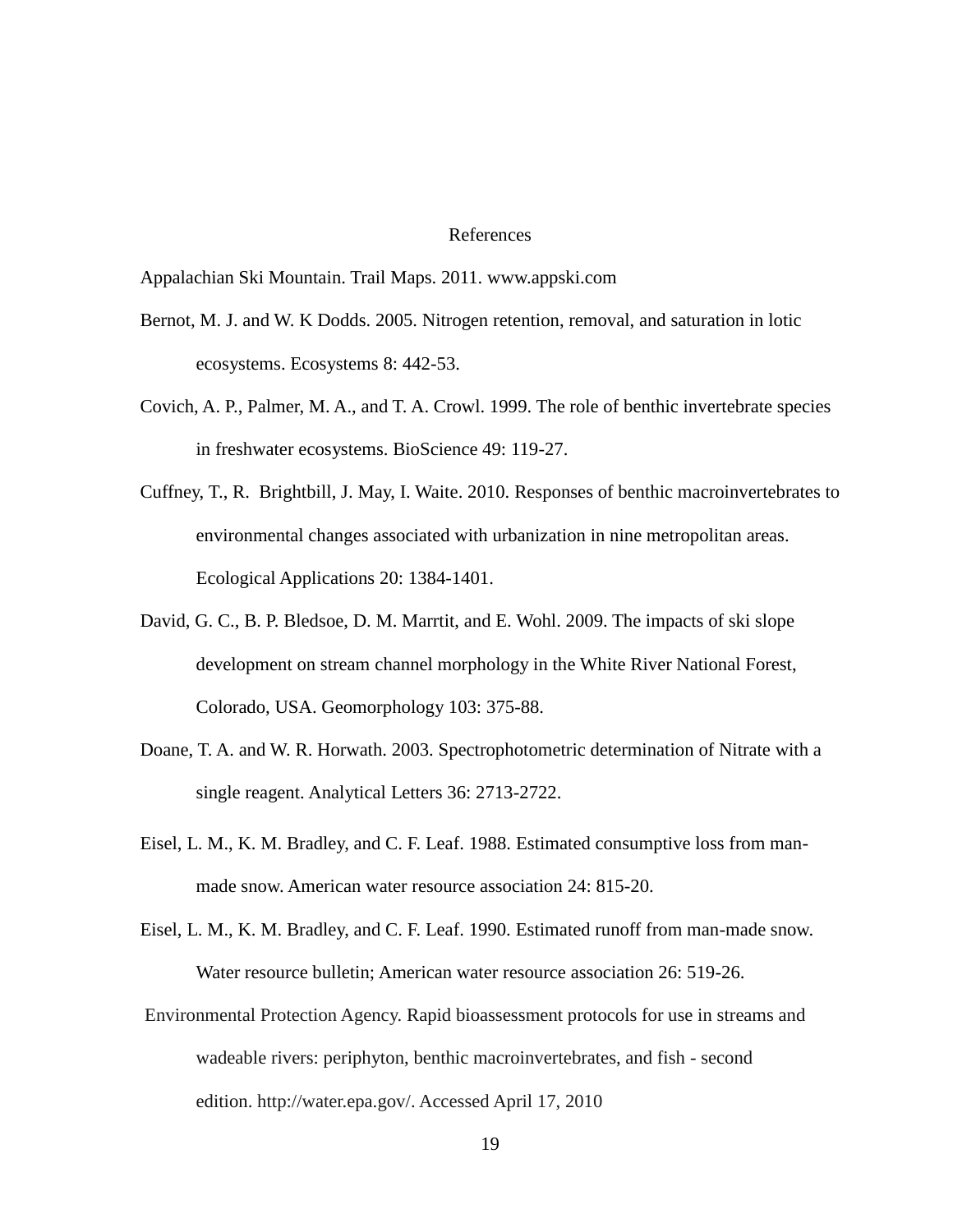# References

Appalachian Ski Mountain. Trail Maps. 2011. www.appski.com

Bernot, M. J. and W. K Dodds. 2005. Nitrogen retention, removal, and saturation in lotic ecosystems. Ecosystems 8: 442-53.

Covich, A. P., Palmer, M. A., and T. A. Crowl. 1999. The role of benthic invertebrate species in freshwater ecosystems. BioScience 49: 119-27.

Cuffney, T., R. Brightbill, J. May, I. Waite. 2010. Responses of benthic macroinvertebrates to environmental changes associated with urbanization in nine metropolitan areas. Ecological Applications 20: 1384-1401.

David, G. C., B. P. Bledsoe, D. M. Marrtit, and E. Wohl. 2009. The impacts of ski slope development on stream channel morphology in the White River National Forest, Colorado, USA. Geomorphology 103: 375-88.

Doane, T. A. and W. R. Horwath. 2003. Spectrophotometric determination of Nitrate with a single reagent. Analytical Letters 36: 2713-2722.

Eisel, L. M., K. M. Bradley, and C. F. Leaf. 1988. Estimated consumptive loss from man-made snow. American water resource association 24: 815-20.

Eisel, L. M., K. M. Bradley, and C. F. Leaf. 1990. Estimated runoff from man-made snow. Water resource bulletin; American water resource association 26: 519-26.

Environmental Protection Agency. Rapid bioassessment protocols for use in streams and wadeable rivers: periphyton, benthic macroinvertebrates, and fish - second edition. http://water.epa.gov/. Accessed April 17, 2010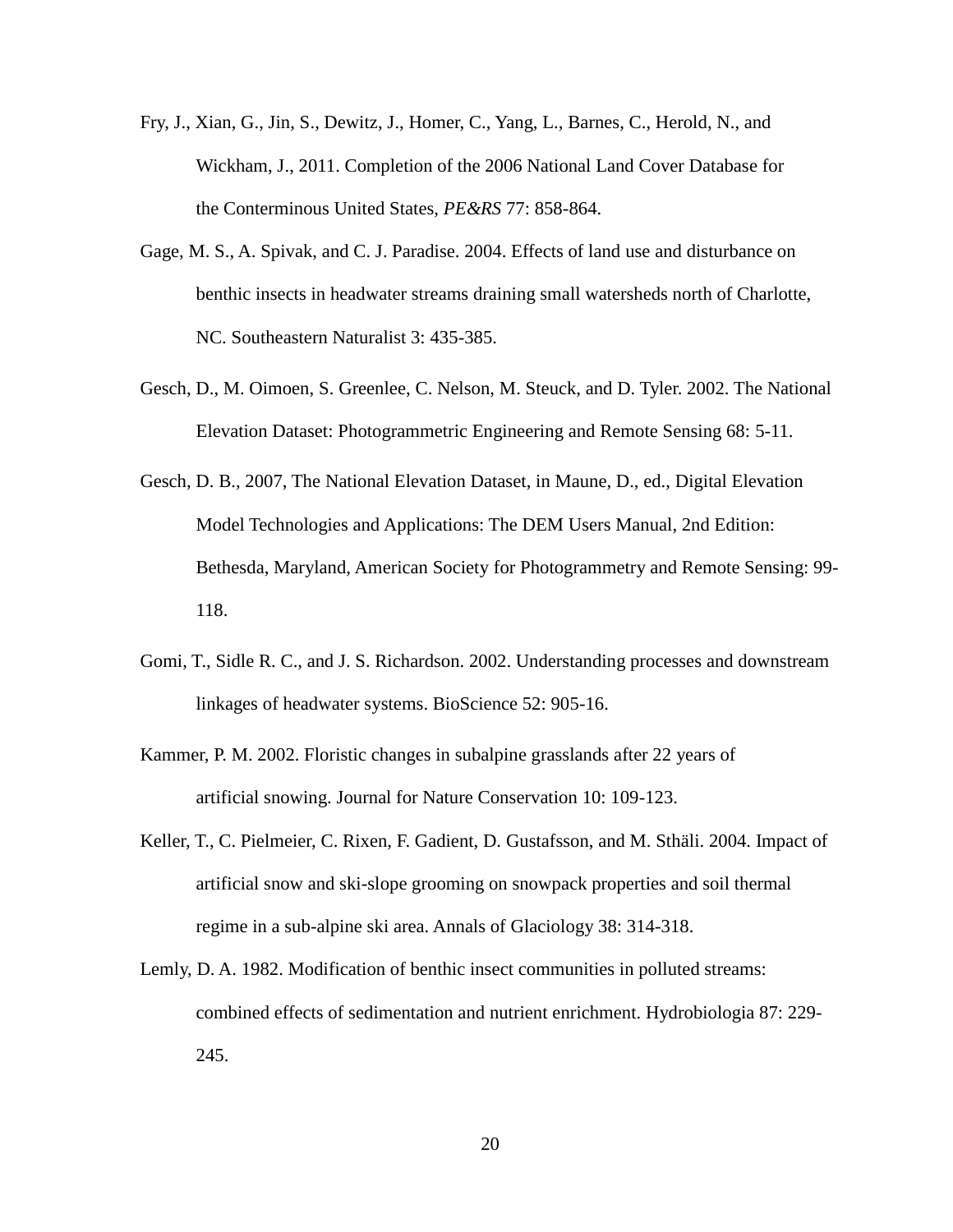Fry, J., Xian, G., Jin, S., Dewitz, J., Homer, C., Yang, L., Barnes, C., Herold, N., and Wickham, J., 2011. Completion of the 2006 National Land Cover Database for the Conterminous United States, *PE&RS* 77: 858-864.

Gage, M. S., A. Spivak, and C. J. Paradise. 2004. Effects of land use and disturbance on benthic insects in headwater streams draining small watersheds north of Charlotte, NC. Southeastern Naturalist 3: 435-385.

Gesch, D., M. Oimoen, S. Greenlee, C. Nelson, M. Steuck, and D. Tyler. 2002. The National Elevation Dataset: Photogrammetric Engineering and Remote Sensing 68: 5-11.

Gesch, D. B., 2007, The National Elevation Dataset, in Maune, D., ed., Digital Elevation Model Technologies and Applications: The DEM Users Manual, 2nd Edition: Bethesda, Maryland, American Society for Photogrammetry and Remote Sensing: 99-118.

Gomi, T., Sidle R. C., and J. S. Richardson. 2002. Understanding processes and downstream linkages of headwater systems. BioScience 52: 905-16.

Kammer, P. M. 2002. Floristic changes in subalpine grasslands after 22 years of artificial snowing. Journal for Nature Conservation 10: 109-123.

Keller, T., C. Pielmeier, C. Rixen, F. Gadient, D. Gustafsson, and M. Sthäli. 2004. Impact of artificial snow and ski-slope grooming on snowpack properties and soil thermal regime in a sub-alpine ski area. Annals of Glaciology 38: 314-318.

Lemly, D. A. 1982. Modification of benthic insect communities in polluted streams: combined effects of sedimentation and nutrient enrichment. Hydrobiologia 87: 229-245.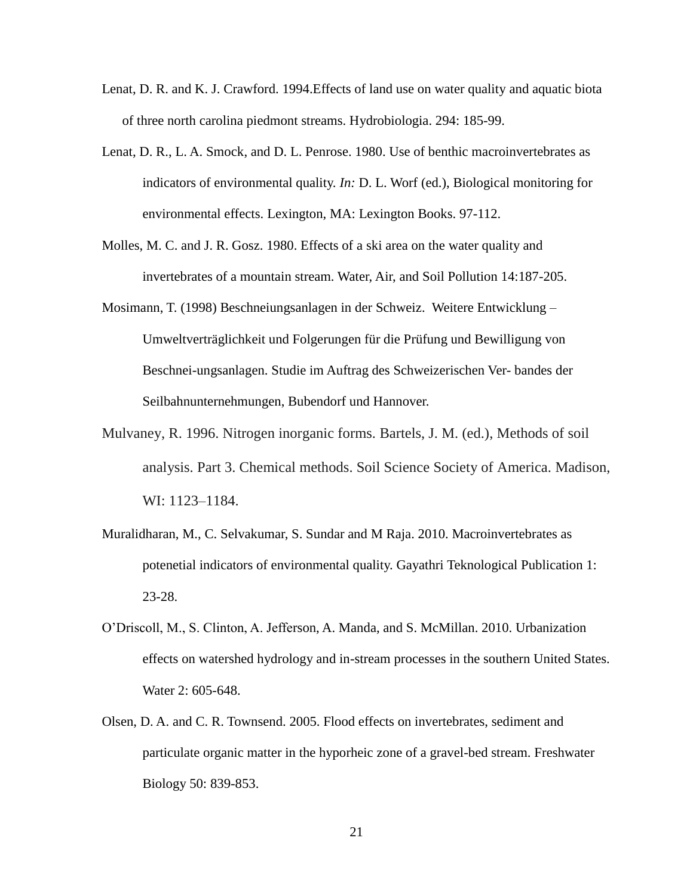Lenat, D. R. and K. J. Crawford. 1994.Effects of land use on water quality and aquatic biota of three north carolina piedmont streams. Hydrobiologia. 294: 185-99.

Lenat, D. R., L. A. Smock, and D. L. Penrose. 1980. Use of benthic macroinvertebrates as indicators of environmental quality. *In:* D. L. Worf (ed.), Biological monitoring for environmental effects. Lexington, MA: Lexington Books. 97-112.

Molles, M. C. and J. R. Gosz. 1980. Effects of a ski area on the water quality and invertebrates of a mountain stream. Water, Air, and Soil Pollution 14:187-205.

Mosimann, T. (1998) Beschneiungsanlagen in der Schweiz. Weitere Entwicklung – Umweltverträglichkeit und Folgerungen für die Prüfung und Bewilligung von Beschnei-ungsanlagen. Studie im Auftrag des Schweizerischen Ver- bandes der Seilbahnunternehmungen, Bubendorf und Hannover.

Mulvaney, R. 1996. Nitrogen inorganic forms. Bartels, J. M. (ed.), Methods of soil analysis. Part 3. Chemical methods. Soil Science Society of America. Madison, WI: 1123–1184.

Muralidharan, M., C. Selvakumar, S. Sundar and M Raja. 2010. Macroinvertebrates as potenetial indicators of environmental quality. Gayathri Teknological Publication 1: 23-28.

O'Driscoll, M., S. Clinton, A. Jefferson, A. Manda, and S. McMillan. 2010. Urbanization effects on watershed hydrology and in-stream processes in the southern United States. Water 2: 605-648.

Olsen, D. A. and C. R. Townsend. 2005. Flood effects on invertebrates, sediment and particulate organic matter in the hyporheic zone of a gravel-bed stream. Freshwater Biology 50: 839-853.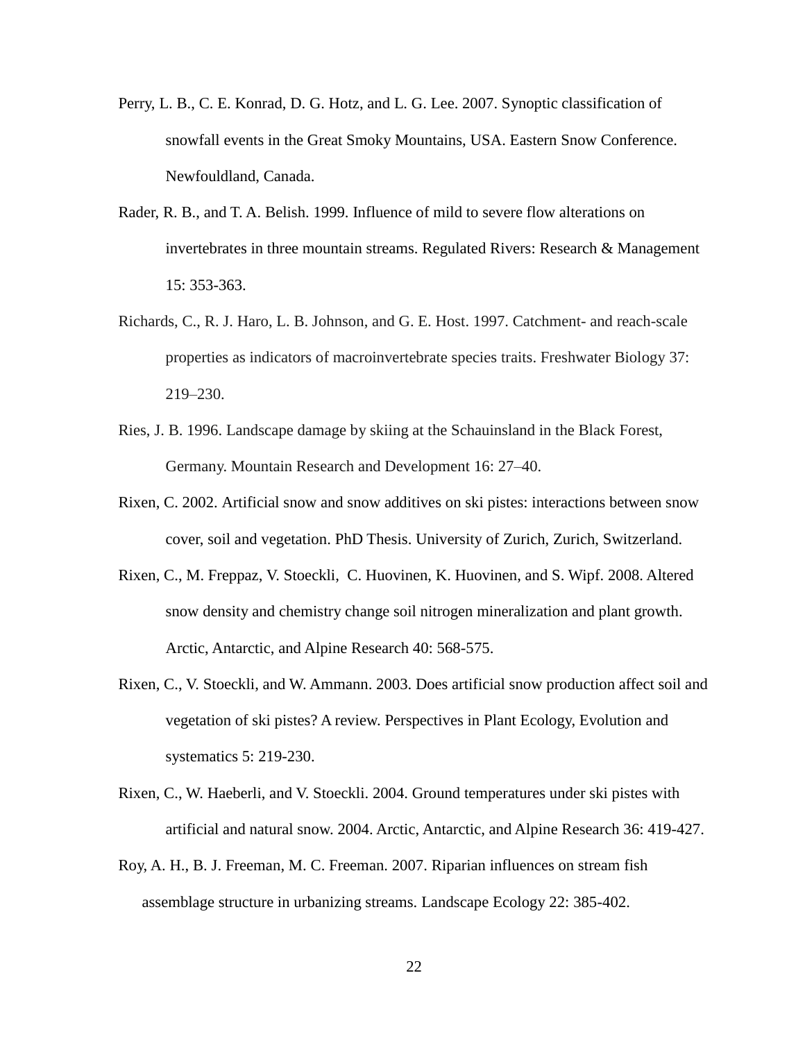Perry, L. B., C. E. Konrad, D. G. Hotz, and L. G. Lee. 2007. Synoptic classification of snowfall events in the Great Smoky Mountains, USA. Eastern Snow Conference. Newfouldland, Canada.

Rader, R. B., and T. A. Belish. 1999. Influence of mild to severe flow alterations on invertebrates in three mountain streams. Regulated Rivers: Research & Management 15: 353-363.

Richards, C., R. J. Haro, L. B. Johnson, and G. E. Host. 1997. Catchment- and reach-scale properties as indicators of macroinvertebrate species traits. Freshwater Biology 37: 219–230.

Ries, J. B. 1996. Landscape damage by skiing at the Schauinsland in the Black Forest, Germany. Mountain Research and Development 16: 27–40.

Rixen, C. 2002. Artificial snow and snow additives on ski pistes: interactions between snow cover, soil and vegetation. PhD Thesis. University of Zurich, Zurich, Switzerland.

Rixen, C., M. Freppaz, V. Stoeckli, C. Huovinen, K. Huovinen, and S. Wipf. 2008. Altered snow density and chemistry change soil nitrogen mineralization and plant growth. Arctic, Antarctic, and Alpine Research 40: 568-575.

Rixen, C., V. Stoeckli, and W. Ammann. 2003. Does artificial snow production affect soil and vegetation of ski pistes? A review. Perspectives in Plant Ecology, Evolution and systematics 5: 219-230.

Rixen, C., W. Haeberli, and V. Stoeckli. 2004. Ground temperatures under ski pistes with artificial and natural snow. 2004. Arctic, Antarctic, and Alpine Research 36: 419-427.

Roy, A. H., B. J. Freeman, M. C. Freeman. 2007. Riparian influences on stream fish assemblage structure in urbanizing streams. Landscape Ecology 22: 385-402.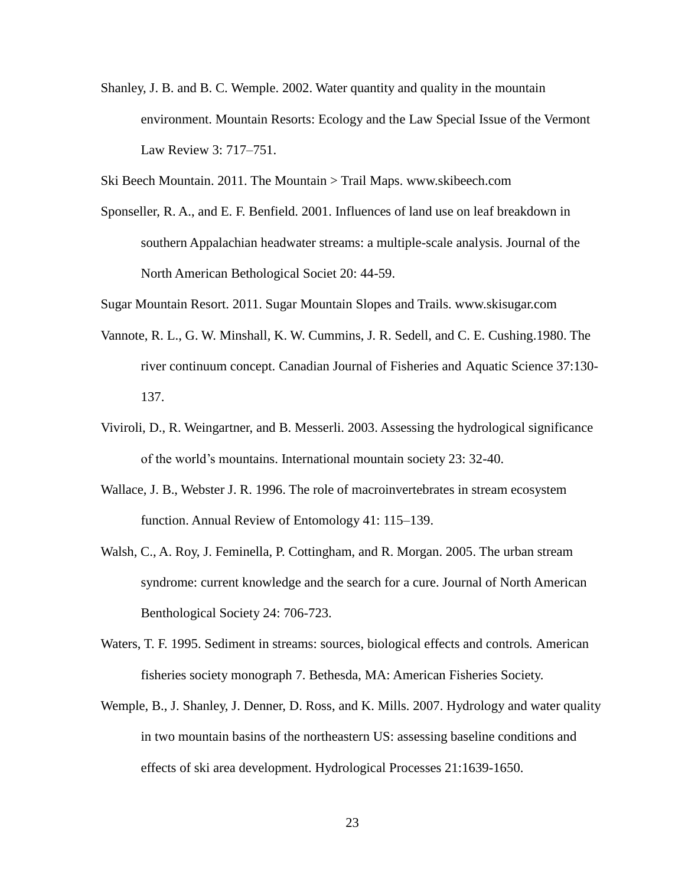Shanley, J. B. and B. C. Wemple. 2002. Water quantity and quality in the mountain environment. Mountain Resorts: Ecology and the Law Special Issue of the Vermont Law Review 3: 717–751.

Ski Beech Mountain. 2011. The Mountain > Trail Maps. www.skibeech.com

Sponseller, R. A., and E. F. Benfield. 2001. Influences of land use on leaf breakdown in southern Appalachian headwater streams: a multiple-scale analysis. Journal of the North American Bethological Societ 20: 44-59.

Sugar Mountain Resort. 2011. Sugar Mountain Slopes and Trails. www.skisugar.com

Vannote, R. L., G. W. Minshall, K. W. Cummins, J. R. Sedell, and C. E. Cushing.1980. The river continuum concept. Canadian Journal of Fisheries and Aquatic Science 37:130-137.

Viviroli, D., R. Weingartner, and B. Messerli. 2003. Assessing the hydrological significance of the world's mountains. International mountain society 23: 32-40.

Wallace, J. B., Webster J. R. 1996. The role of macroinvertebrates in stream ecosystem function. Annual Review of Entomology 41: 115–139.

Walsh, C., A. Roy, J. Feminella, P. Cottingham, and R. Morgan. 2005. The urban stream syndrome: current knowledge and the search for a cure. Journal of North American Benthological Society 24: 706-723.

Waters, T. F. 1995. Sediment in streams: sources, biological effects and controls. American fisheries society monograph 7. Bethesda, MA: American Fisheries Society.

Wemple, B., J. Shanley, J. Denner, D. Ross, and K. Mills. 2007. Hydrology and water quality in two mountain basins of the northeastern US: assessing baseline conditions and effects of ski area development. Hydrological Processes 21:1639-1650.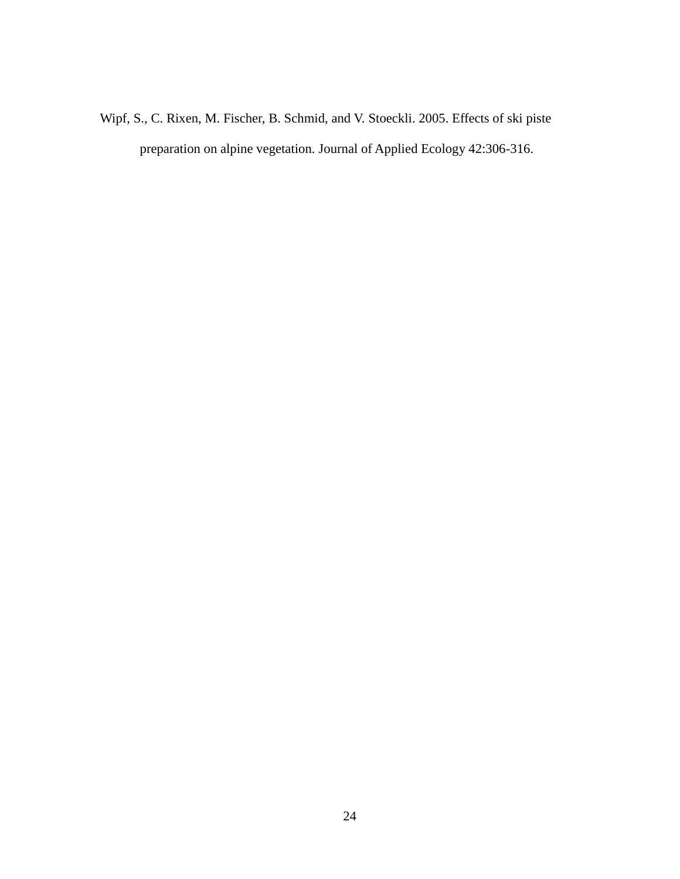Wipf, S., C. Rixen, M. Fischer, B. Schmid, and V. Stoeckli. 2005. Effects of ski piste preparation on alpine vegetation. Journal of Applied Ecology 42:306-316.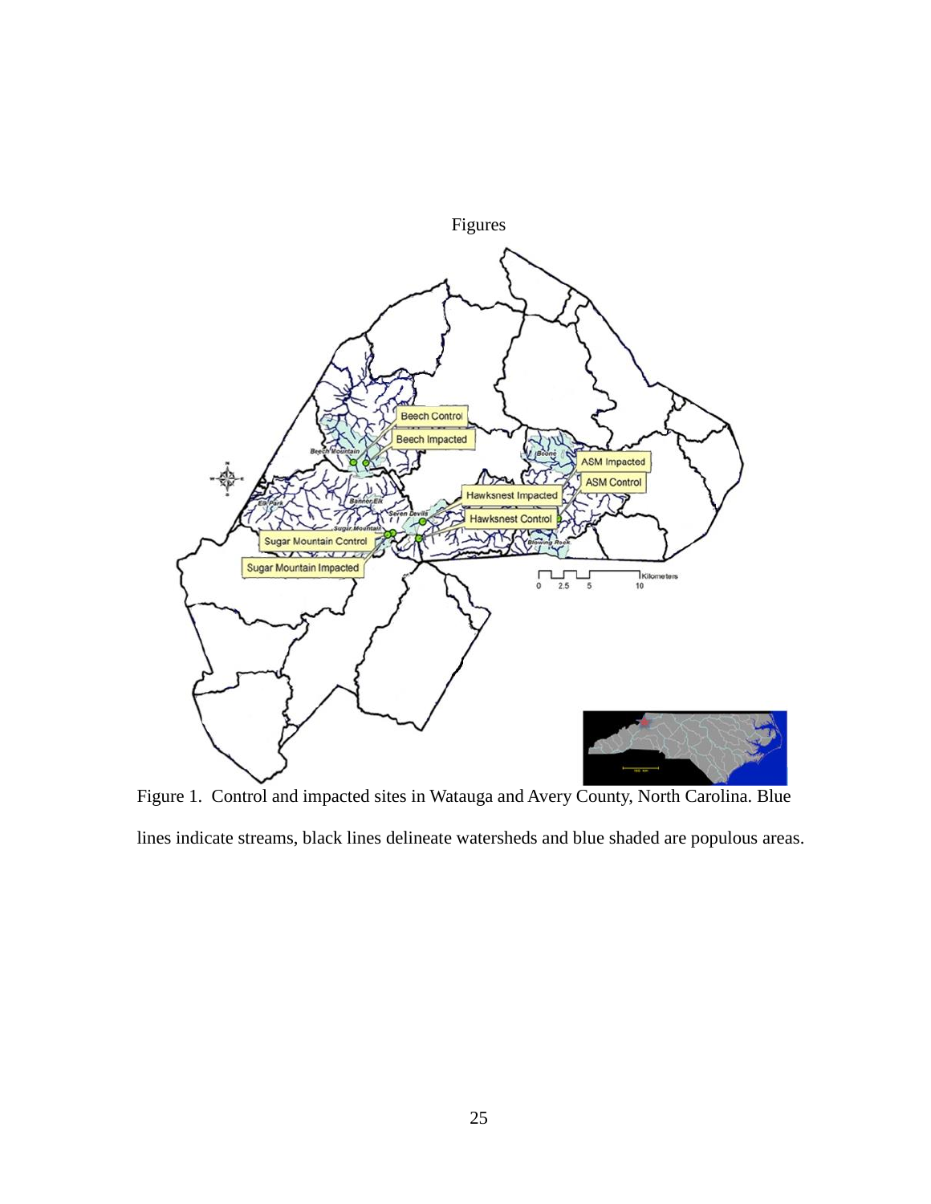# Figures

Figure 1. Control and impacted sites in Watauga and Avery County, North Carolina. Blue lines indicate streams, black lines delineate watersheds and blue shaded are populous areas.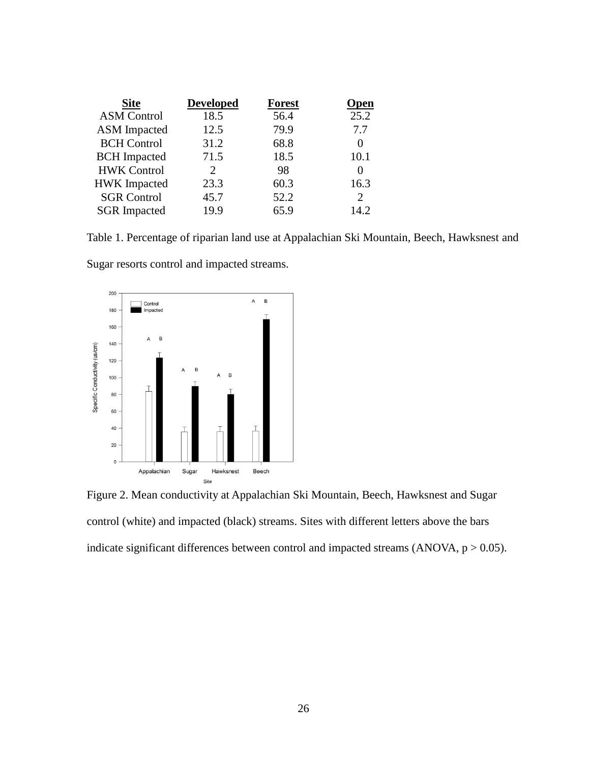| Site | Developed | Forest | Open |
|---|---|---|---|
| ASM Control | 18.5 | 56.4 | 25.2 |
| ASM Impacted | 12.5 | 79.9 | 7.7 |
| BCH Control | 31.2 | 68.8 | 0 |
| BCH Impacted | 71.5 | 18.5 | 10.1 |
| HWK Control | 2 | 98 | 0 |
| HWK Impacted | 23.3 | 60.3 | 16.3 |
| SGR Control | 45.7 | 52.2 | 2 |
| SGR Impacted | 19.9 | 65.9 | 14.2 |

Table 1. Percentage of riparian land use at Appalachian Ski Mountain, Beech, Hawksnest and Sugar resorts control and impacted streams.

Figure 2. Mean conductivity at Appalachian Ski Mountain, Beech, Hawksnest and Sugar control (white) and impacted (black) streams. Sites with different letters above the bars indicate significant differences between control and impacted streams (ANOVA, $p > 0.05$).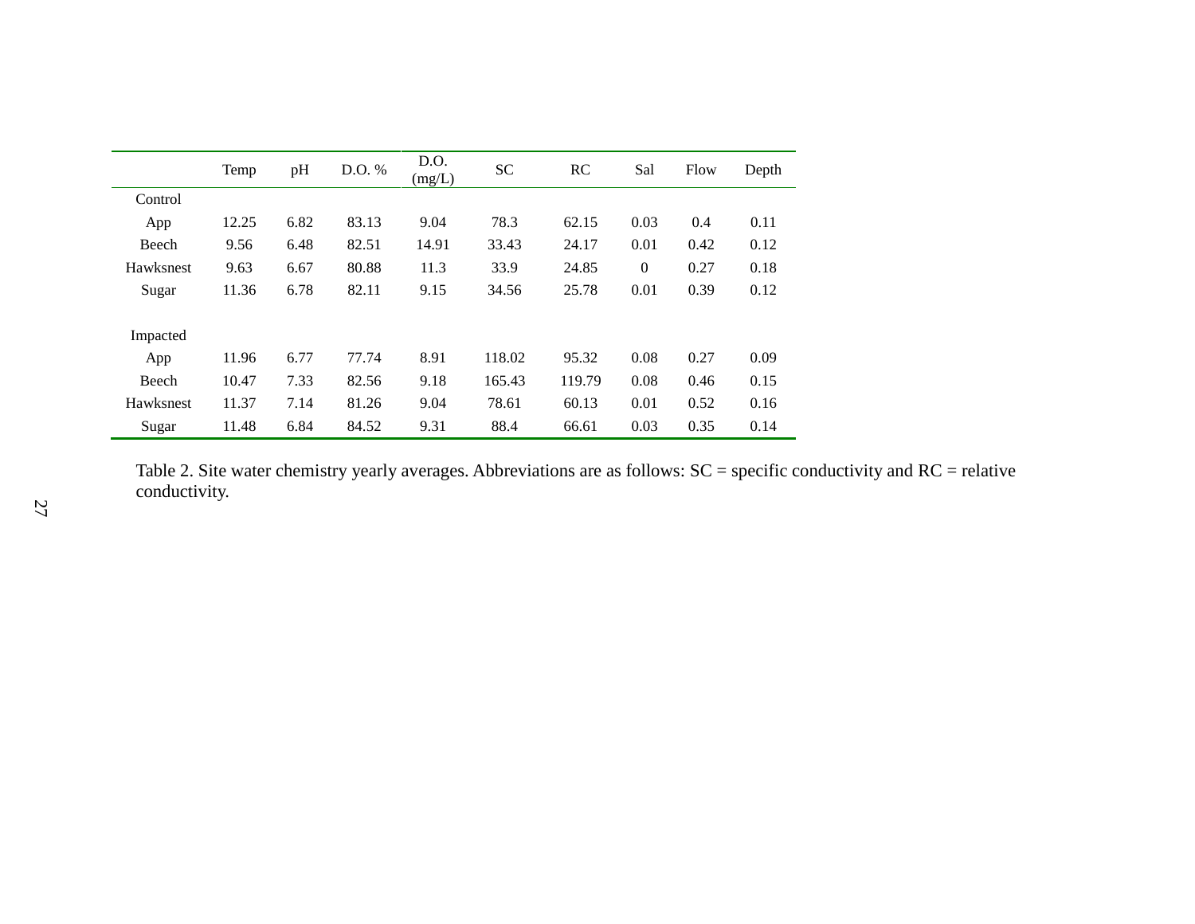| | Temp | pH | D.O. % | D.O. (mg/L) | SC | RC | Sal | Flow | Depth |
|---|---|---|---|---|---|---|---|---|---|
| Control | | | | | | | | | |
| App | 12.25 | 6.82 | 83.13 | 9.04 | 78.3 | 62.15 | 0.03 | 0.4 | 0.11 |
| Beech | 9.56 | 6.48 | 82.51 | 14.91 | 33.43 | 24.17 | 0.01 | 0.42 | 0.12 |
| Hawksnest | 9.63 | 6.67 | 80.88 | 11.3 | 33.9 | 24.85 | 0 | 0.27 | 0.18 |
| Sugar | 11.36 | 6.78 | 82.11 | 9.15 | 34.56 | 25.78 | 0.01 | 0.39 | 0.12 |
| | | | | | | | | | |
| Impacted | | | | | | | | | |
| App | 11.96 | 6.77 | 77.74 | 8.91 | 118.02 | 95.32 | 0.08 | 0.27 | 0.09 |
| Beech | 10.47 | 7.33 | 82.56 | 9.18 | 165.43 | 119.79 | 0.08 | 0.46 | 0.15 |
| Hawksnest | 11.37 | 7.14 | 81.26 | 9.04 | 78.61 | 60.13 | 0.01 | 0.52 | 0.16 |
| Sugar | 11.48 | 6.84 | 84.52 | 9.31 | 88.4 | 66.61 | 0.03 | 0.35 | 0.14 |

Table 2. Site water chemistry yearly averages. Abbreviations are as follows: SC = specific conductivity and RC = relative conductivity.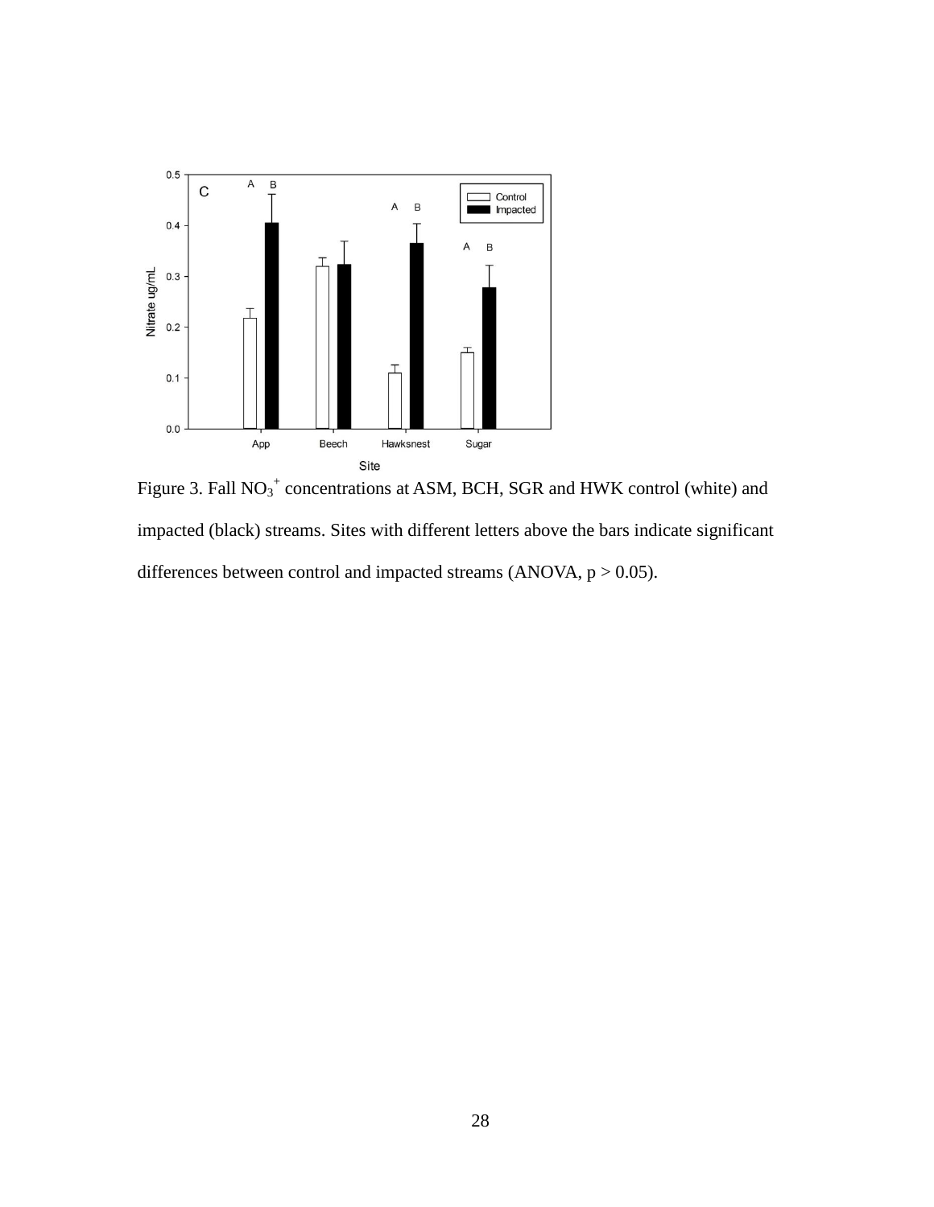Figure 3. Fall $NO_3^+$ concentrations at ASM, BCH, SGR and HWK control (white) and impacted (black) streams. Sites with different letters above the bars indicate significant differences between control and impacted streams (ANOVA, $p > 0.05$).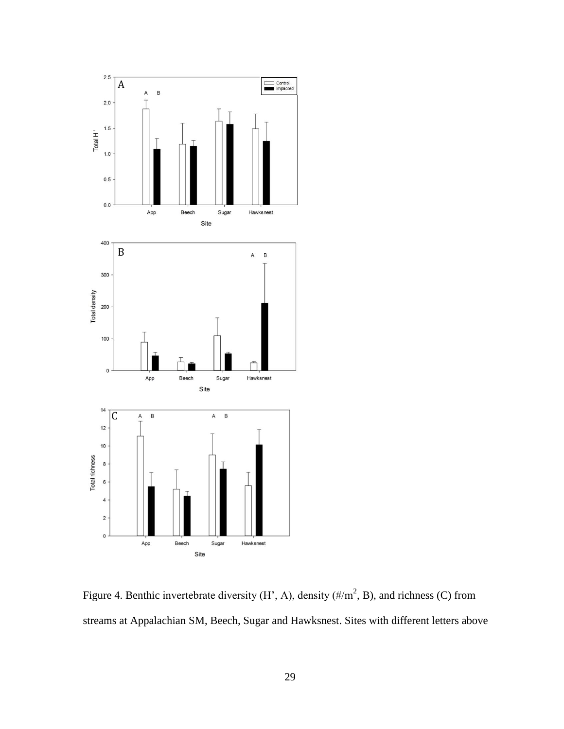Figure 4. Benthic invertebrate diversity (H', A), density (#/m$^2$, B), and richness (C) from streams at Appalachian SM, Beech, Sugar and Hawksnest. Sites with different letters above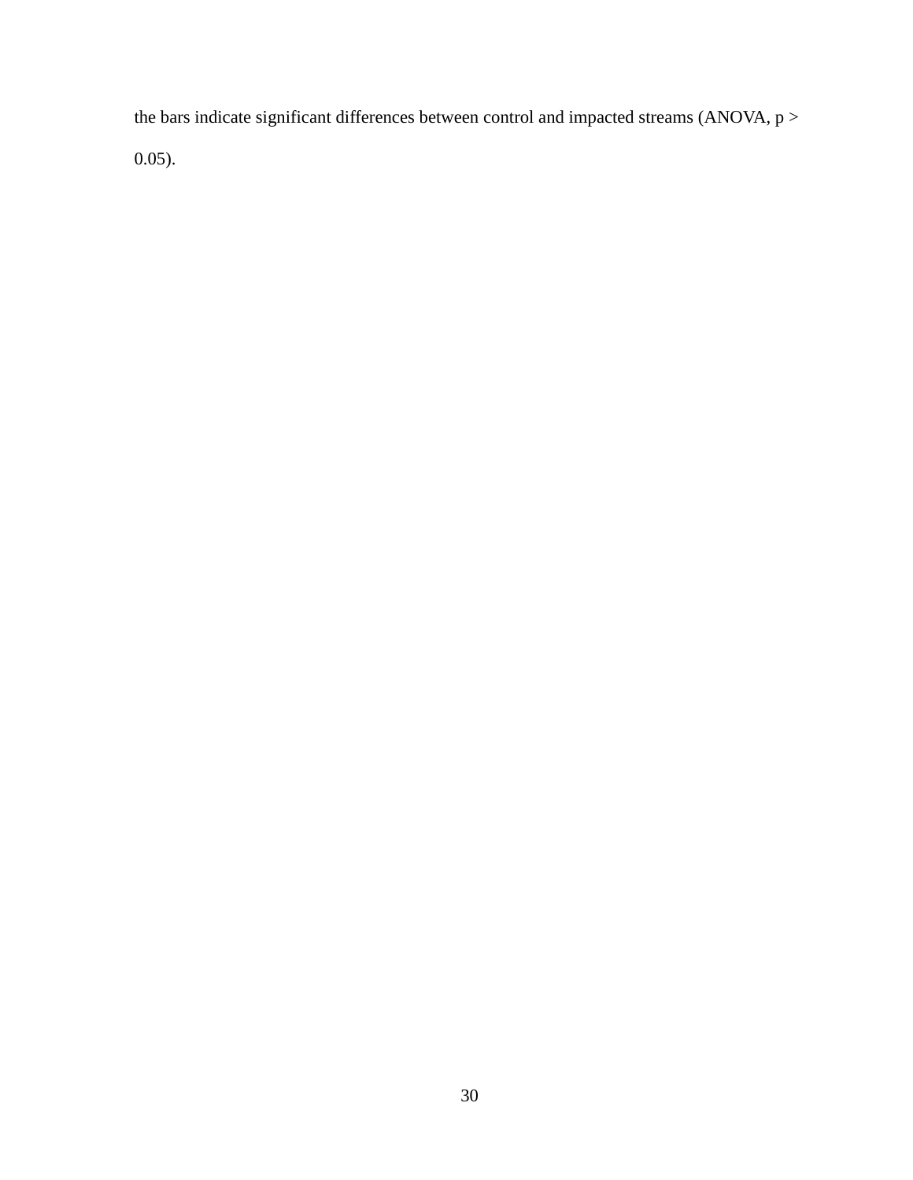the bars indicate significant differences between control and impacted streams (ANOVA, $p > 0.05$).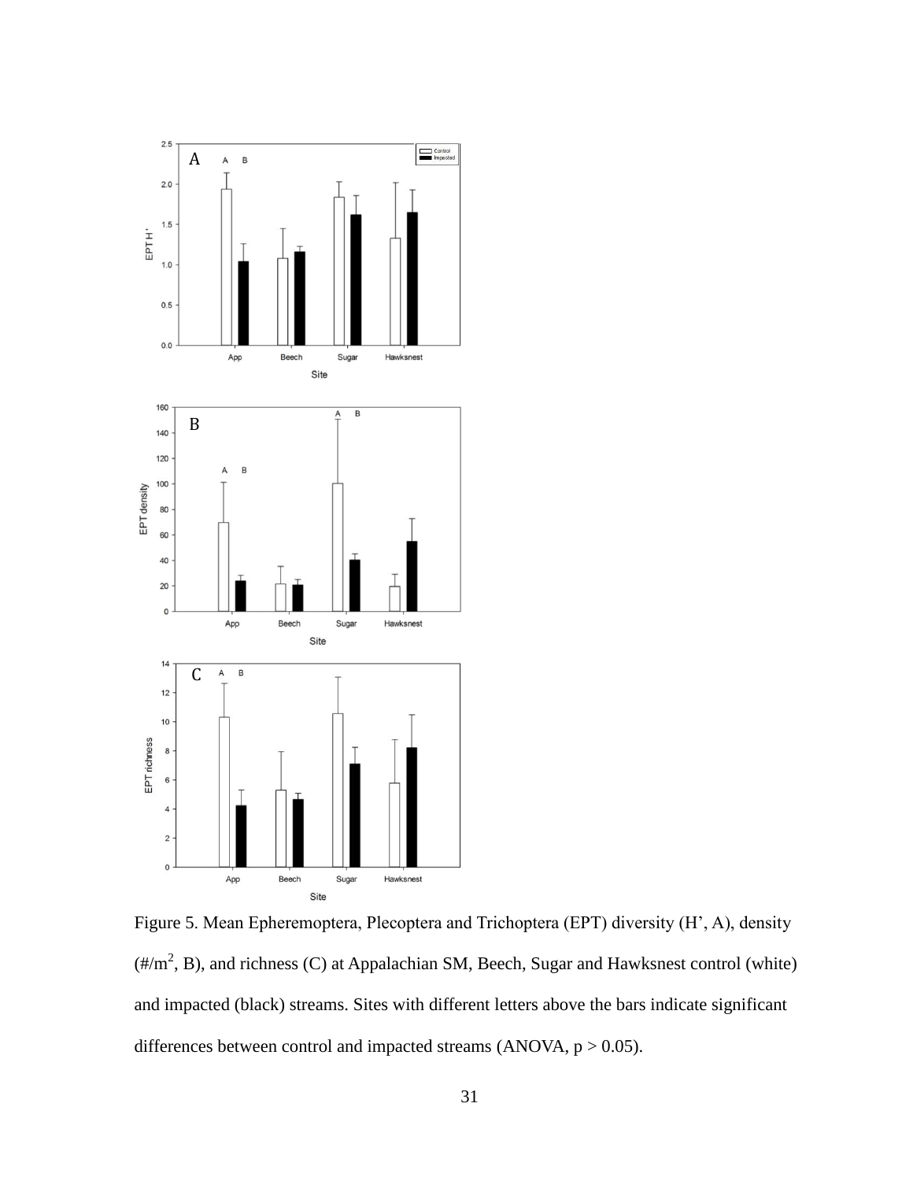Figure 5. Mean Epheremoptera, Plecoptera and Trichoptera (EPT) diversity (H’, A), density (#/m$^2$, B), and richness (C) at Appalachian SM, Beech, Sugar and Hawksnest control (white) and impacted (black) streams. Sites with different letters above the bars indicate significant differences between control and impacted streams (ANOVA, $p > 0.05$).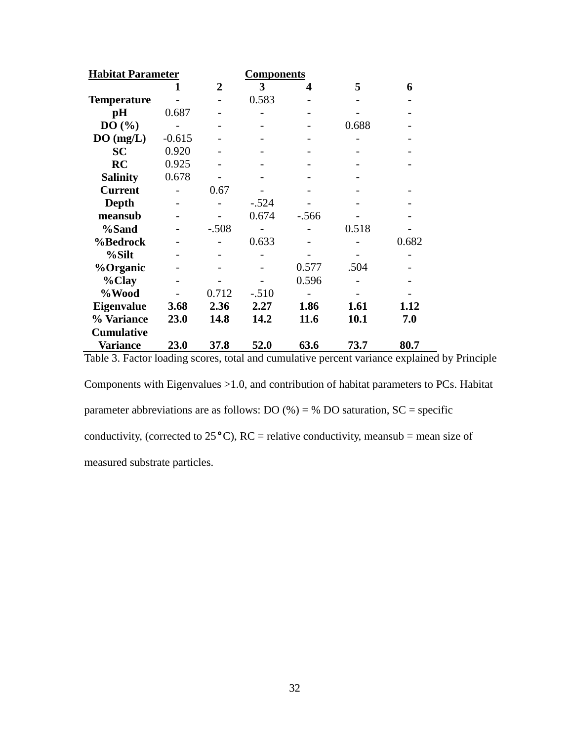| Habitat Parameter | Components | | | | | |
|---|---|---|---|---|---|---|
| | 1 | 2 | 3 | 4 | 5 | 6 |
| **Temperature** | - | - | 0.583 | - | - | - |
| **pH** | 0.687 | - | - | - | - | - |
| **DO (%)** | - | - | - | - | 0.688 | - |
| **DO (mg/L)** | -0.615 | - | - | - | - | - |
| **SC** | 0.920 | - | - | - | - | - |
| **RC** | 0.925 | - | - | - | - | - |
| **Salinity** | 0.678 | - | - | - | - | |
| **Current** | - | 0.67 | - | - | - | - |
| **Depth** | - | - | -.524 | - | - | - |
| **meansub** | - | - | 0.674 | -.566 | - | - |
| **%Sand** | - | -.508 | - | - | 0.518 | - |
| **%Bedrock** | - | - | 0.633 | - | - | 0.682 |
| **%Silt** | - | - | - | - | - | - |
| **%Organic** | - | - | - | 0.577 | .504 | - |
| **%Clay** | - | - | - | 0.596 | - | - |
| **%Wood** | - | 0.712 | -.510 | - | - | - |
| **Eigenvalue** | **3.68** | **2.36** | **2.27** | **1.86** | **1.61** | **1.12** |
| **% Variance** | **23.0** | **14.8** | **14.2** | **11.6** | **10.1** | **7.0** |
| **Cumulative Variance** | **23.0** | **37.8** | **52.0** | **63.6** | **73.7** | **80.7** |

Table 3. Factor loading scores, total and cumulative percent variance explained by Principle Components with Eigenvalues >1.0, and contribution of habitat parameters to PCs. Habitat parameter abbreviations are as follows: DO (%) = % DO saturation, SC = specific conductivity, (corrected to 25°C), RC = relative conductivity, meansub = mean size of measured substrate particles.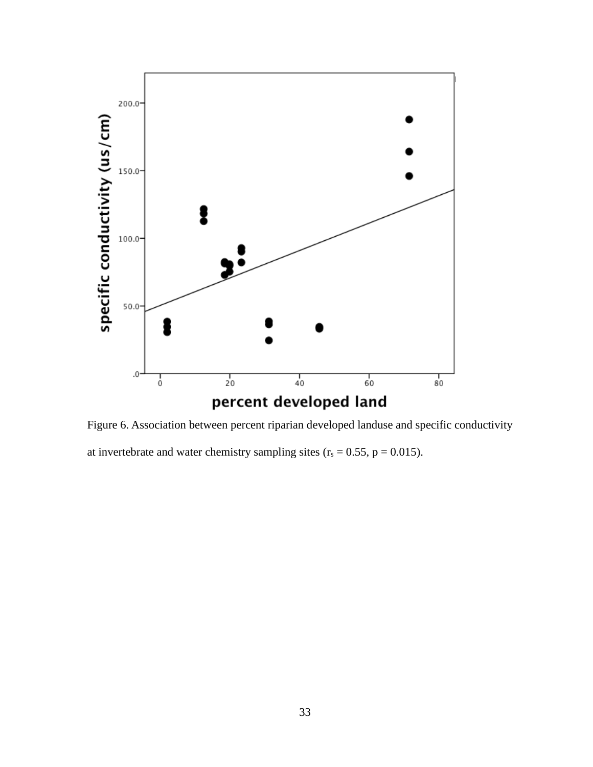Figure 6. Association between percent riparian developed landuse and specific conductivity at invertebrate and water chemistry sampling sites ($r_s = 0.55$, $p = 0.015$).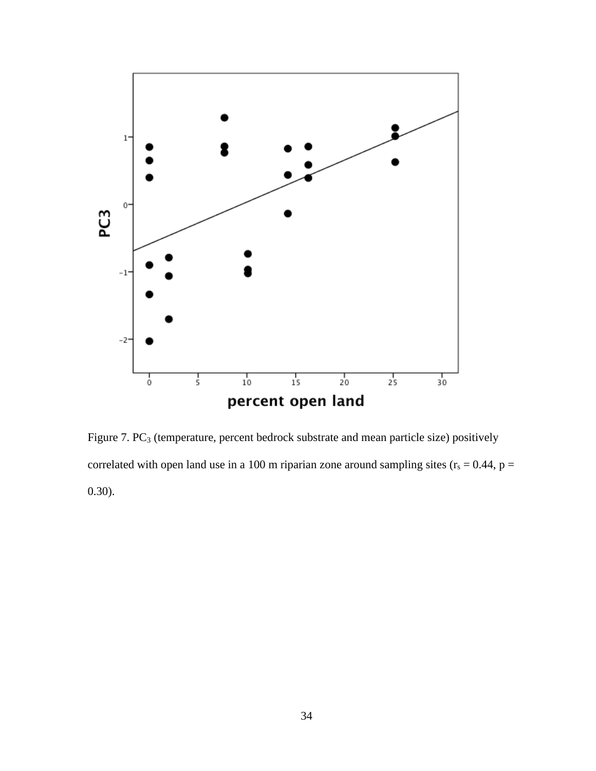Figure 7. $PC_3$ (temperature, percent bedrock substrate and mean particle size) positively correlated with open land use in a 100 m riparian zone around sampling sites ($r_s = 0.44$, $p = 0.30$).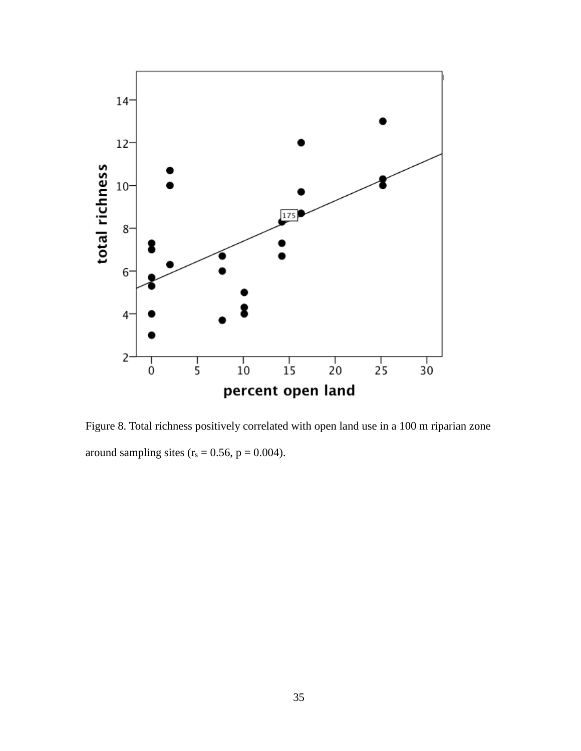Figure 8. Total richness positively correlated with open land use in a 100 m riparian zone around sampling sites ($r_s = 0.56$, $p = 0.004$).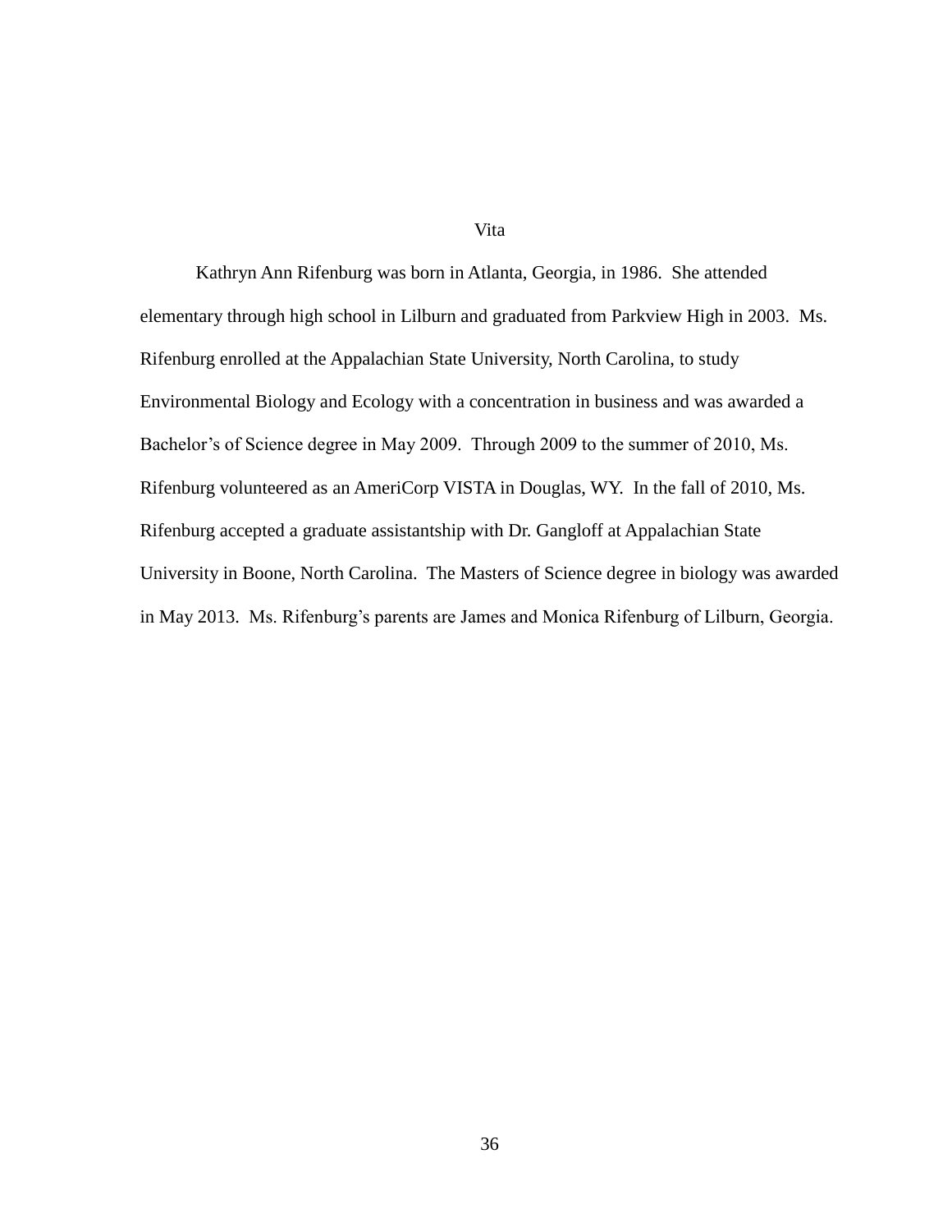# Vita

Kathryn Ann Rifenburg was born in Atlanta, Georgia, in 1986. She attended elementary through high school in Lilburn and graduated from Parkview High in 2003. Ms. Rifenburg enrolled at the Appalachian State University, North Carolina, to study Environmental Biology and Ecology with a concentration in business and was awarded a Bachelor's of Science degree in May 2009. Through 2009 to the summer of 2010, Ms. Rifenburg volunteered as an AmeriCorp VISTA in Douglas, WY. In the fall of 2010, Ms. Rifenburg accepted a graduate assistantship with Dr. Gangloff at Appalachian State University in Boone, North Carolina. The Masters of Science degree in biology was awarded in May 2013. Ms. Rifenburg's parents are James and Monica Rifenburg of Lilburn, Georgia.